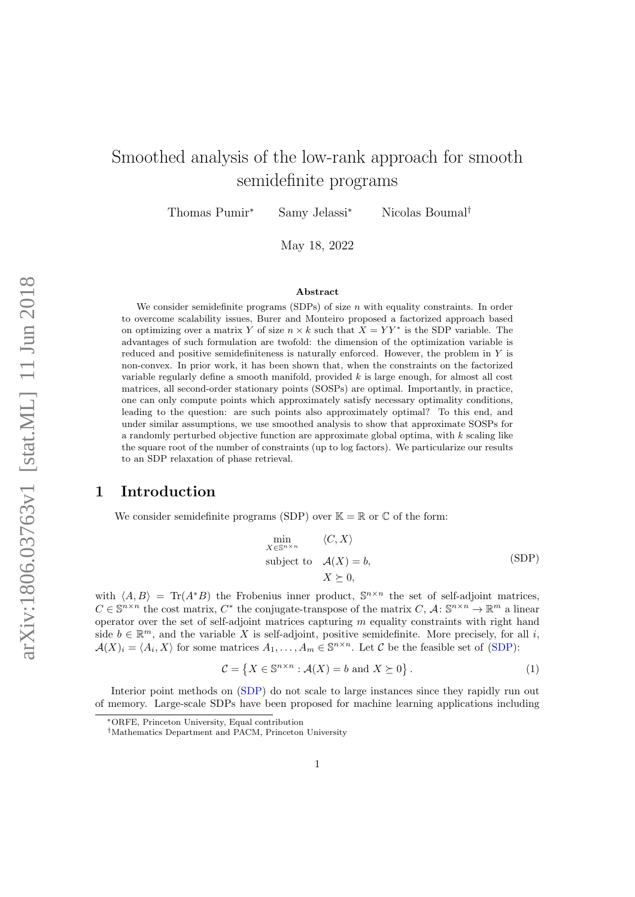# Smoothed analysis of the low-rank approach for smooth semidefinite programs

Thomas Pumir[*] Samy Jelassi[*] Nicolas Boumal[†]

May 18, 2022

## Abstract

We consider semidefinite programs (SDPs) of size $n$ with equality constraints. In order to overcome scalability issues, Burer and Monteiro proposed a factorized approach based on optimizing over a matrix $Y$ of size $n \times k$ such that $X = YY^*$ is the SDP variable. The advantages of such formulation are twofold: the dimension of the optimization variable is reduced and positive semidefiniteness is naturally enforced. However, the problem in $Y$ is non-convex. In prior work, it has been shown that, when the constraints on the factorized variable regularly define a smooth manifold, provided $k$ is large enough, for almost all cost matrices, all second-order stationary points (SOSPs) are optimal. Importantly, in practice, one can only compute points which approximately satisfy necessary optimality conditions, leading to the question: are such points also approximately optimal? To this end, and under similar assumptions, we use smoothed analysis to show that approximate SOSPs for a randomly perturbed objective function are approximate global optima, with $k$ scaling like the square root of the number of constraints (up to log factors). We particularize our results to an SDP relaxation of phase retrieval.

## 1 Introduction

We consider semidefinite programs (SDP) over $\mathbb{K} = \mathbb{R}$ or $\mathbb{C}$ of the form:

$$\begin{aligned} \min_{X \in \mathbb{S}^{n \times n}} \quad & \langle C, X \rangle \\ \text{subject to} \quad & \mathcal{A}(X) = b, \\ & X \succeq 0, \end{aligned} \tag{SDP}$$

with $\langle A, B \rangle = \operatorname{Tr}(A^* B)$ the Frobenius inner product, $\mathbb{S}^{n \times n}$ the set of self-adjoint matrices, $C \in \mathbb{S}^{n \times n}$ the cost matrix, $C^*$ the conjugate-transpose of the matrix $C$, $\mathcal{A} \colon \mathbb{S}^{n \times n} \to \mathbb{R}^m$ a linear operator over the set of self-adjoint matrices capturing $m$ equality constraints with right hand side $b \in \mathbb{R}^m$, and the variable $X$ is self-adjoint, positive semidefinite. More precisely, for all $i$, $\mathcal{A}(X)_i = \langle A_i, X \rangle$ for some matrices $A_1, \ldots, A_m \in \mathbb{S}^{n \times n}$. Let $\mathcal{C}$ be the feasible set of (SDP):

$$\mathcal{C} = \left\{ X \in \mathbb{S}^{n \times n} : \mathcal{A}(X) = b \text{ and } X \succeq 0 \right\}. \tag{1}$$

Interior point methods on (SDP) do not scale to large instances since they rapidly run out of memory. Large-scale SDPs have been proposed for machine learning applications including

[*] ORFE, Princeton University, Equal contribution

[†] Mathematics Department and PACM, Princeton University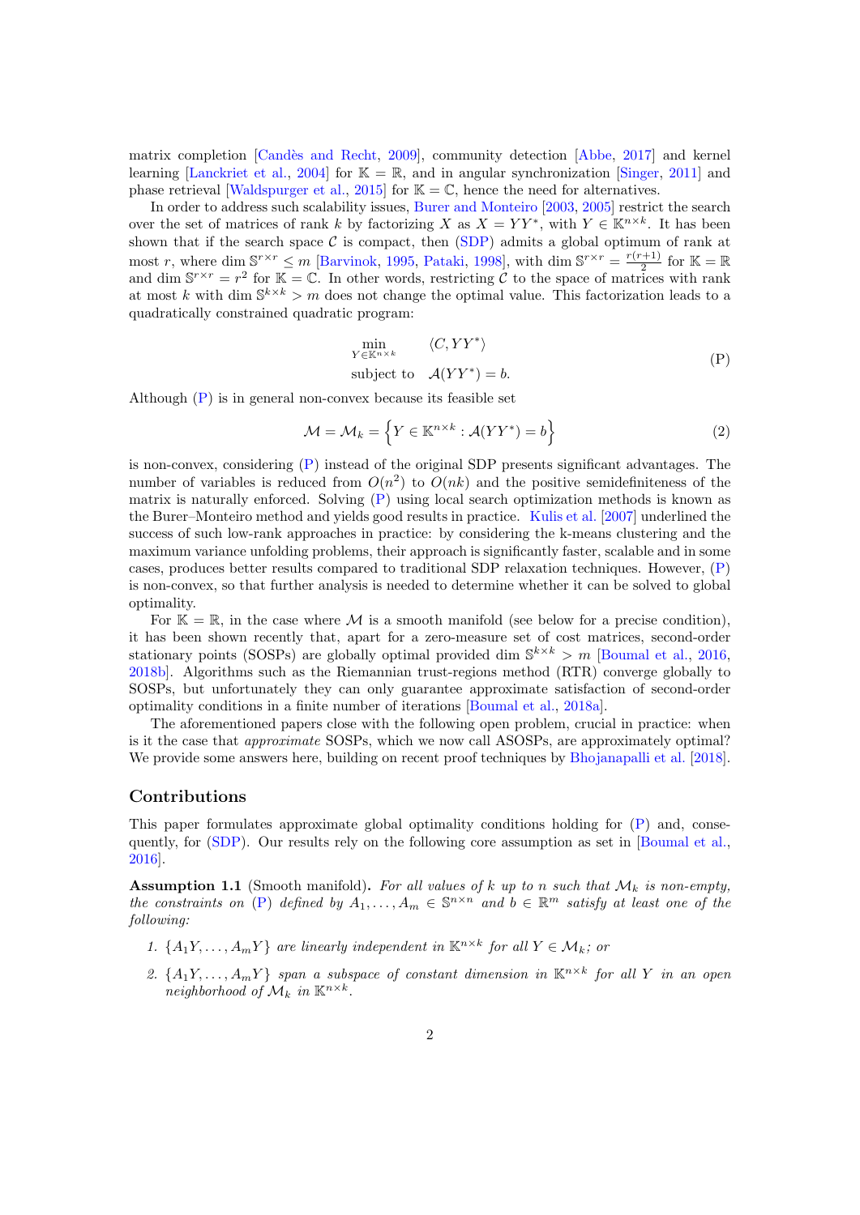matrix completion [Candès and Recht, 2009], community detection [Abbe, 2017] and kernel learning [Lanckriet et al., 2004] for $\mathbb{K} = \mathbb{R}$, and in angular synchronization [Singer, 2011] and phase retrieval [Waldspurger et al., 2015] for $\mathbb{K} = \mathbb{C}$, hence the need for alternatives.

In order to address such scalability issues, Burer and Monteiro [2003, 2005] restrict the search over the set of matrices of rank $k$ by factorizing $X$ as $X = YY^*$, with $Y \in \mathbb{K}^{n \times k}$. It has been shown that if the search space $\mathcal{C}$ is compact, then (SDP) admits a global optimum of rank at most $r$, where $\dim \mathbb{S}^{r \times r} \leq m$ [Barvinok, 1995, Pataki, 1998], with $\dim \mathbb{S}^{r \times r} = \frac{r(r+1)}{2}$ for $\mathbb{K} = \mathbb{R}$ and $\dim \mathbb{S}^{r \times r} = r^2$ for $\mathbb{K} = \mathbb{C}$. In other words, restricting $\mathcal{C}$ to the space of matrices with rank at most $k$ with $\dim \mathbb{S}^{k \times k} > m$ does not change the optimal value. This factorization leads to a quadratically constrained quadratic program:

$$
\begin{aligned}
\min_{Y \in \mathbb{K}^{n \times k}} \quad & \langle C, YY^* \rangle \\
\text{subject to} \quad & \mathcal{A}(YY^*) = b.
\end{aligned}
\tag{P}
$$

Although (P) is in general non-convex because its feasible set

$$
\mathcal{M} = \mathcal{M}_k = \left\{ Y \in \mathbb{K}^{n \times k} : \mathcal{A}(YY^*) = b \right\} \tag{2}
$$

is non-convex, considering (P) instead of the original SDP presents significant advantages. The number of variables is reduced from $O(n^2)$ to $O(nk)$ and the positive semidefiniteness of the matrix is naturally enforced. Solving (P) using local search optimization methods is known as the Burer–Monteiro method and yields good results in practice. Kulis et al. [2007] underlined the success of such low-rank approaches in practice: by considering the k-means clustering and the maximum variance unfolding problems, their approach is significantly faster, scalable and in some cases, produces better results compared to traditional SDP relaxation techniques. However, (P) is non-convex, so that further analysis is needed to determine whether it can be solved to global optimality.

For $\mathbb{K} = \mathbb{R}$, in the case where $\mathcal{M}$ is a smooth manifold (see below for a precise condition), it has been shown recently that, apart for a zero-measure set of cost matrices, second-order stationary points (SOSPs) are globally optimal provided $\dim \mathbb{S}^{k \times k} > m$ [Boumal et al., 2016, 2018b]. Algorithms such as the Riemannian trust-regions method (RTR) converge globally to SOSPs, but unfortunately they can only guarantee approximate satisfaction of second-order optimality conditions in a finite number of iterations [Boumal et al., 2018a].

The aforementioned papers close with the following open problem, crucial in practice: when is it the case that *approximate* SOSPs, which we now call ASOSPs, are approximately optimal? We provide some answers here, building on recent proof techniques by Bhojanapalli et al. [2018].

## Contributions

This paper formulates approximate global optimality conditions holding for (P) and, consequently, for (SDP). Our results rely on the following core assumption as set in [Boumal et al., 2016].

**Assumption 1.1** (Smooth manifold)**.** *For all values of $k$ up to $n$ such that $\mathcal{M}_k$ is non-empty, the constraints on (P) defined by $A_1, \ldots, A_m \in \mathbb{S}^{n \times n}$ and $b \in \mathbb{R}^m$ satisfy at least one of the following:*

1. *$\{A_1Y, \ldots, A_mY\}$ are linearly independent in $\mathbb{K}^{n \times k}$ for all $Y \in \mathcal{M}_k$; or*
2. *$\{A_1Y, \ldots, A_mY\}$ span a subspace of constant dimension in $\mathbb{K}^{n \times k}$ for all $Y$ in an open neighborhood of $\mathcal{M}_k$ in $\mathbb{K}^{n \times k}$.*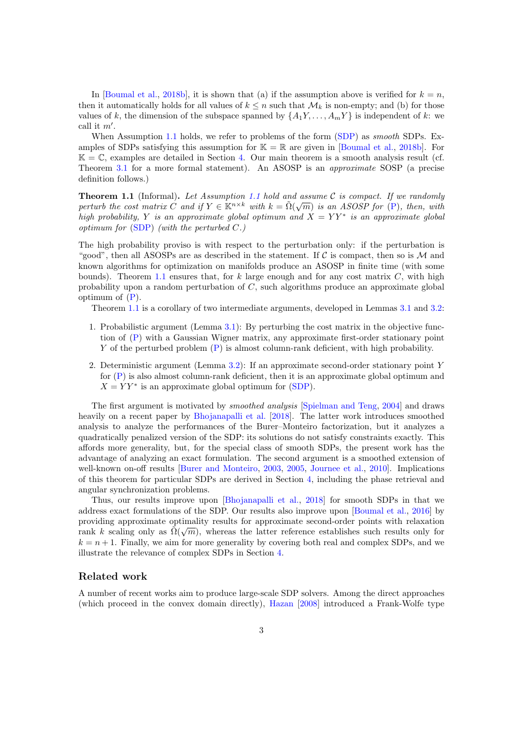In [Boumal et al., 2018b], it is shown that (a) if the assumption above is verified for $k = n$, then it automatically holds for all values of $k \leq n$ such that $\mathcal{M}_k$ is non-empty; and (b) for those values of $k$, the dimension of the subspace spanned by $\{A_1 Y, \ldots, A_m Y\}$ is independent of $k$: we call it $m'$.

When Assumption 1.1 holds, we refer to problems of the form (SDP) as *smooth* SDPs. Examples of SDPs satisfying this assumption for $\mathbb{K} = \mathbb{R}$ are given in [Boumal et al., 2018b]. For $\mathbb{K} = \mathbb{C}$, examples are detailed in Section 4. Our main theorem is a smooth analysis result (cf. Theorem 3.1 for a more formal statement). An ASOSP is an *approximate* SOSP (a precise definition follows.)

**Theorem 1.1** (Informal)**.** *Let Assumption 1.1 hold and assume $\mathcal{C}$ is compact. If we randomly perturb the cost matrix $C$ and if $Y \in \mathbb{K}^{n\times k}$ with $k = \tilde{\Omega}(\sqrt{m})$ is an ASOSP for (P), then, with high probability, $Y$ is an approximate global optimum and $X = YY^*$ is an approximate global optimum for (SDP) (with the perturbed $C$.)*

The high probability proviso is with respect to the perturbation only: if the perturbation is "good", then all ASOSPs are as described in the statement. If $\mathcal{C}$ is compact, then so is $\mathcal{M}$ and known algorithms for optimization on manifolds produce an ASOSP in finite time (with some bounds). Theorem 1.1 ensures that, for $k$ large enough and for any cost matrix $C$, with high probability upon a random perturbation of $C$, such algorithms produce an approximate global optimum of (P).

Theorem 1.1 is a corollary of two intermediate arguments, developed in Lemmas 3.1 and 3.2:

1. Probabilistic argument (Lemma 3.1): By perturbing the cost matrix in the objective function of (P) with a Gaussian Wigner matrix, any approximate first-order stationary point $Y$ of the perturbed problem (P) is almost column-rank deficient, with high probability.
2. Deterministic argument (Lemma 3.2): If an approximate second-order stationary point $Y$ for (P) is also almost column-rank deficient, then it is an approximate global optimum and $X = YY^*$ is an approximate global optimum for (SDP).

The first argument is motivated by *smoothed analysis* [Spielman and Teng, 2004] and draws heavily on a recent paper by Bhojanapalli et al. [2018]. The latter work introduces smoothed analysis to analyze the performances of the Burer–Monteiro factorization, but it analyzes a quadratically penalized version of the SDP: its solutions do not satisfy constraints exactly. This affords more generality, but, for the special class of smooth SDPs, the present work has the advantage of analyzing an exact formulation. The second argument is a smoothed extension of well-known on-off results [Burer and Monteiro, 2003, 2005, Journee et al., 2010]. Implications of this theorem for particular SDPs are derived in Section 4, including the phase retrieval and angular synchronization problems.

Thus, our results improve upon [Bhojanapalli et al., 2018] for smooth SDPs in that we address exact formulations of the SDP. Our results also improve upon [Boumal et al., 2016] by providing approximate optimality results for approximate second-order points with relaxation rank $k$ scaling only as $\tilde{\Omega}(\sqrt{m})$, whereas the latter reference establishes such results only for $k = n + 1$. Finally, we aim for more generality by covering both real and complex SDPs, and we illustrate the relevance of complex SDPs in Section 4.

## Related work

A number of recent works aim to produce large-scale SDP solvers. Among the direct approaches (which proceed in the convex domain directly), Hazan [2008] introduced a Frank-Wolfe type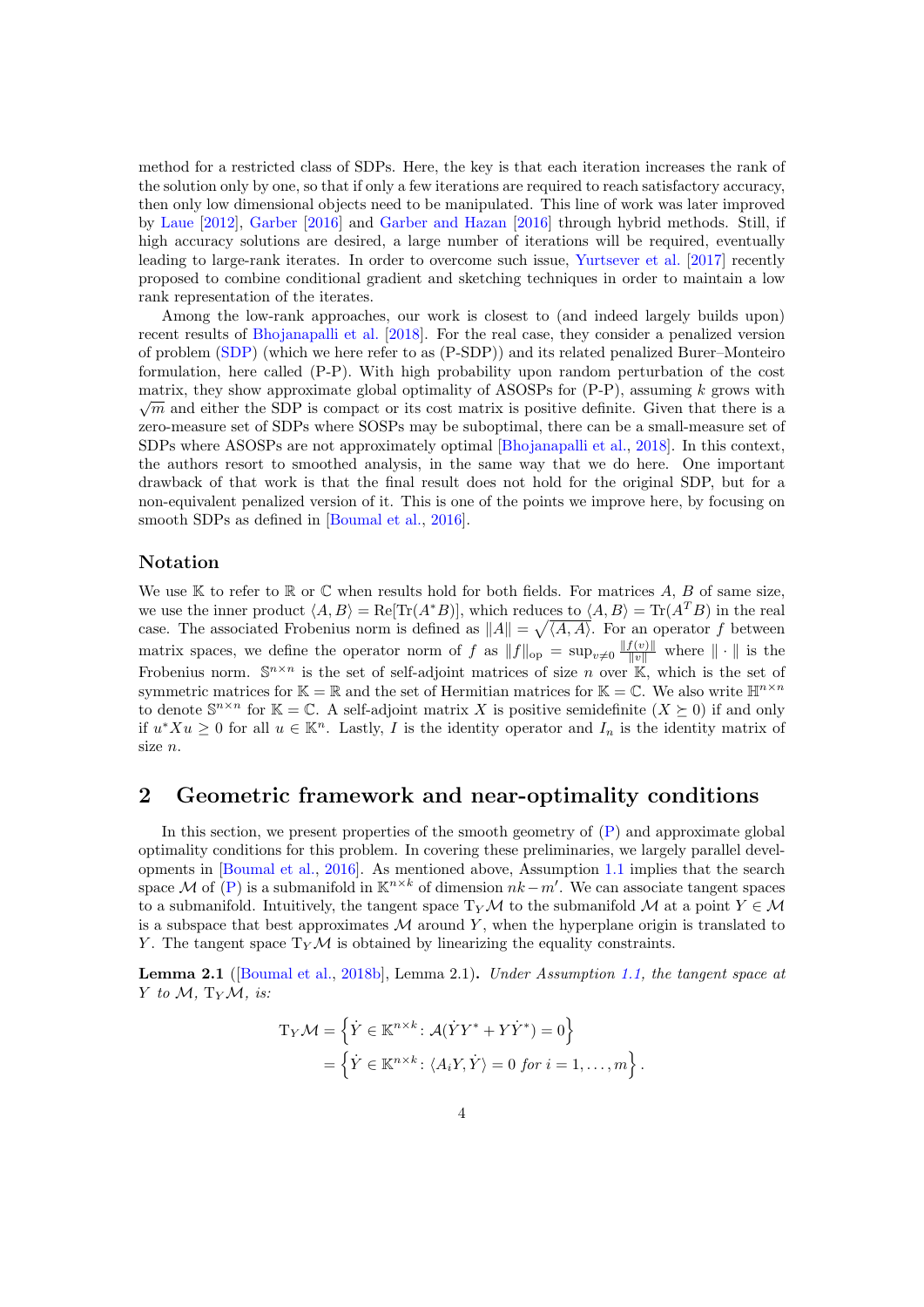method for a restricted class of SDPs. Here, the key is that each iteration increases the rank of the solution only by one, so that if only a few iterations are required to reach satisfactory accuracy, then only low dimensional objects need to be manipulated. This line of work was later improved by Laue [2012], Garber [2016] and Garber and Hazan [2016] through hybrid methods. Still, if high accuracy solutions are desired, a large number of iterations will be required, eventually leading to large-rank iterates. In order to overcome such issue, Yurtsever et al. [2017] recently proposed to combine conditional gradient and sketching techniques in order to maintain a low rank representation of the iterates.

Among the low-rank approaches, our work is closest to (and indeed largely builds upon) recent results of Bhojanapalli et al. [2018]. For the real case, they consider a penalized version of problem (SDP) (which we here refer to as (P-SDP)) and its related penalized Burer–Monteiro formulation, here called (P-P). With high probability upon random perturbation of the cost matrix, they show approximate global optimality of ASOSPs for (P-P), assuming $k$ grows with $\sqrt{m}$ and either the SDP is compact or its cost matrix is positive definite. Given that there is a zero-measure set of SDPs where SOSPs may be suboptimal, there can be a small-measure set of SDPs where ASOSPs are not approximately optimal [Bhojanapalli et al., 2018]. In this context, the authors resort to smoothed analysis, in the same way that we do here. One important drawback of that work is that the final result does not hold for the original SDP, but for a non-equivalent penalized version of it. This is one of the points we improve here, by focusing on smooth SDPs as defined in [Boumal et al., 2016].

### Notation

We use $\mathbb{K}$ to refer to $\mathbb{R}$ or $\mathbb{C}$ when results hold for both fields. For matrices $A$, $B$ of same size, we use the inner product $\langle A, B\rangle = \mathrm{Re}[\mathrm{Tr}(A^*B)]$, which reduces to $\langle A, B\rangle = \mathrm{Tr}(A^TB)$ in the real case. The associated Frobenius norm is defined as $\|A\| = \sqrt{\langle A, A\rangle}$. For an operator $f$ between matrix spaces, we define the operator norm of $f$ as $\|f\|_{\mathrm{op}} = \sup_{v\neq 0} \frac{\|f(v)\|}{\|v\|}$ where $\|\cdot\|$ is the Frobenius norm. $\mathbb{S}^{n\times n}$ is the set of self-adjoint matrices of size $n$ over $\mathbb{K}$, which is the set of symmetric matrices for $\mathbb{K} = \mathbb{R}$ and the set of Hermitian matrices for $\mathbb{K} = \mathbb{C}$. We also write $\mathbb{H}^{n\times n}$ to denote $\mathbb{S}^{n\times n}$ for $\mathbb{K} = \mathbb{C}$. A self-adjoint matrix $X$ is positive semidefinite ($X \succeq 0$) if and only if $u^*Xu \geq 0$ for all $u \in \mathbb{K}^n$. Lastly, $I$ is the identity operator and $I_n$ is the identity matrix of size $n$.

## 2 Geometric framework and near-optimality conditions

In this section, we present properties of the smooth geometry of (P) and approximate global optimality conditions for this problem. In covering these preliminaries, we largely parallel developments in [Boumal et al., 2016]. As mentioned above, Assumption 1.1 implies that the search space $\mathcal{M}$ of (P) is a submanifold in $\mathbb{K}^{n\times k}$ of dimension $nk - m'$. We can associate tangent spaces to a submanifold. Intuitively, the tangent space $\mathrm{T}_Y\mathcal{M}$ to the submanifold $\mathcal{M}$ at a point $Y \in \mathcal{M}$ is a subspace that best approximates $\mathcal{M}$ around $Y$, when the hyperplane origin is translated to $Y$. The tangent space $\mathrm{T}_Y\mathcal{M}$ is obtained by linearizing the equality constraints.

**Lemma 2.1** ([Boumal et al., 2018b], Lemma 2.1)**.** *Under Assumption 1.1, the tangent space at $Y$ to $\mathcal{M}$, $\mathrm{T}_Y\mathcal{M}$, is:*

$$
\begin{aligned}
\mathrm{T}_Y\mathcal{M} &= \left\{\dot{Y} \in \mathbb{K}^{n\times k} \colon \mathcal{A}(\dot{Y}Y^* + Y\dot{Y}^*) = 0\right\} \\
&= \left\{\dot{Y} \in \mathbb{K}^{n\times k} \colon \langle A_iY, \dot{Y}\rangle = 0 \text{ for } i = 1, \ldots, m\right\}.
\end{aligned}
$$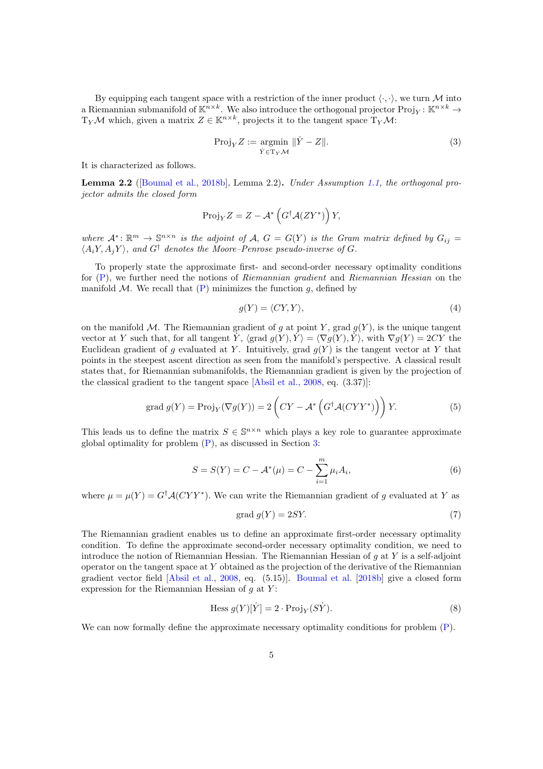By equipping each tangent space with a restriction of the inner product $\langle \cdot, \cdot \rangle$, we turn $\mathcal{M}$ into a Riemannian submanifold of $\mathbb{K}^{n \times k}$. We also introduce the orthogonal projector $\mathrm{Proj}_Y : \mathbb{K}^{n\times k} \to \mathrm{T}_Y\mathcal{M}$ which, given a matrix $Z \in \mathbb{K}^{n\times k}$, projects it to the tangent space $\mathrm{T}_Y\mathcal{M}$:

$$\mathrm{Proj}_Y Z := \operatorname*{argmin}_{\dot{Y} \in \mathrm{T}_Y\mathcal{M}} \|\dot{Y} - Z\|. \tag{3}$$

It is characterized as follows.

**Lemma 2.2** ([Boumal et al., 2018b], Lemma 2.2)**.** *Under Assumption 1.1, the orthogonal projector admits the closed form*

$$\mathrm{Proj}_Y Z = Z - \mathcal{A}^*\left(G^\dagger \mathcal{A}(ZY^*)\right) Y,$$

*where $\mathcal{A}^* \colon \mathbb{R}^m \to \mathbb{S}^{n\times n}$ is the adjoint of $\mathcal{A}$, $G = G(Y)$ is the Gram matrix defined by $G_{ij} = \langle A_i Y, A_j Y\rangle$, and $G^\dagger$ denotes the Moore–Penrose pseudo-inverse of $G$.*

To properly state the approximate first- and second-order necessary optimality conditions for (P), we further need the notions of *Riemannian gradient* and *Riemannian Hessian* on the manifold $\mathcal{M}$. We recall that (P) minimizes the function $g$, defined by

$$g(Y) = \langle CY, Y\rangle, \tag{4}$$

on the manifold $\mathcal{M}$. The Riemannian gradient of $g$ at point $Y$, $\mathrm{grad}\, g(Y)$, is the unique tangent vector at $Y$ such that, for all tangent $\dot{Y}$, $\langle \mathrm{grad}\, g(Y), \dot{Y}\rangle = \langle \nabla g(Y), \dot{Y}\rangle$, with $\nabla g(Y) = 2CY$ the Euclidean gradient of $g$ evaluated at $Y$. Intuitively, $\mathrm{grad}\, g(Y)$ is the tangent vector at $Y$ that points in the steepest ascent direction as seen from the manifold's perspective. A classical result states that, for Riemannian submanifolds, the Riemannian gradient is given by the projection of the classical gradient to the tangent space [Absil et al., 2008, eq. (3.37)]:

$$\mathrm{grad}\, g(Y) = \mathrm{Proj}_Y(\nabla g(Y)) = 2\left(CY - \mathcal{A}^*\left(G^\dagger \mathcal{A}(CYY^*)\right)\right)Y. \tag{5}$$

This leads us to define the matrix $S \in \mathbb{S}^{n\times n}$ which plays a key role to guarantee approximate global optimality for problem (P), as discussed in Section 3:

$$S = S(Y) = C - \mathcal{A}^*(\mu) = C - \sum_{i=1}^m \mu_i A_i, \tag{6}$$

where $\mu = \mu(Y) = G^\dagger \mathcal{A}(CYY^*)$. We can write the Riemannian gradient of $g$ evaluated at $Y$ as

$$\mathrm{grad}\, g(Y) = 2SY. \tag{7}$$

The Riemannian gradient enables us to define an approximate first-order necessary optimality condition. To define the approximate second-order necessary optimality condition, we need to introduce the notion of Riemannian Hessian. The Riemannian Hessian of $g$ at $Y$ is a self-adjoint operator on the tangent space at $Y$ obtained as the projection of the derivative of the Riemannian gradient vector field [Absil et al., 2008, eq. (5.15)]. Boumal et al. [2018b] give a closed form expression for the Riemannian Hessian of $g$ at $Y$:

$$\mathrm{Hess}\, g(Y)[\dot{Y}] = 2 \cdot \mathrm{Proj}_Y(S\dot{Y}). \tag{8}$$

We can now formally define the approximate necessary optimality conditions for problem (P).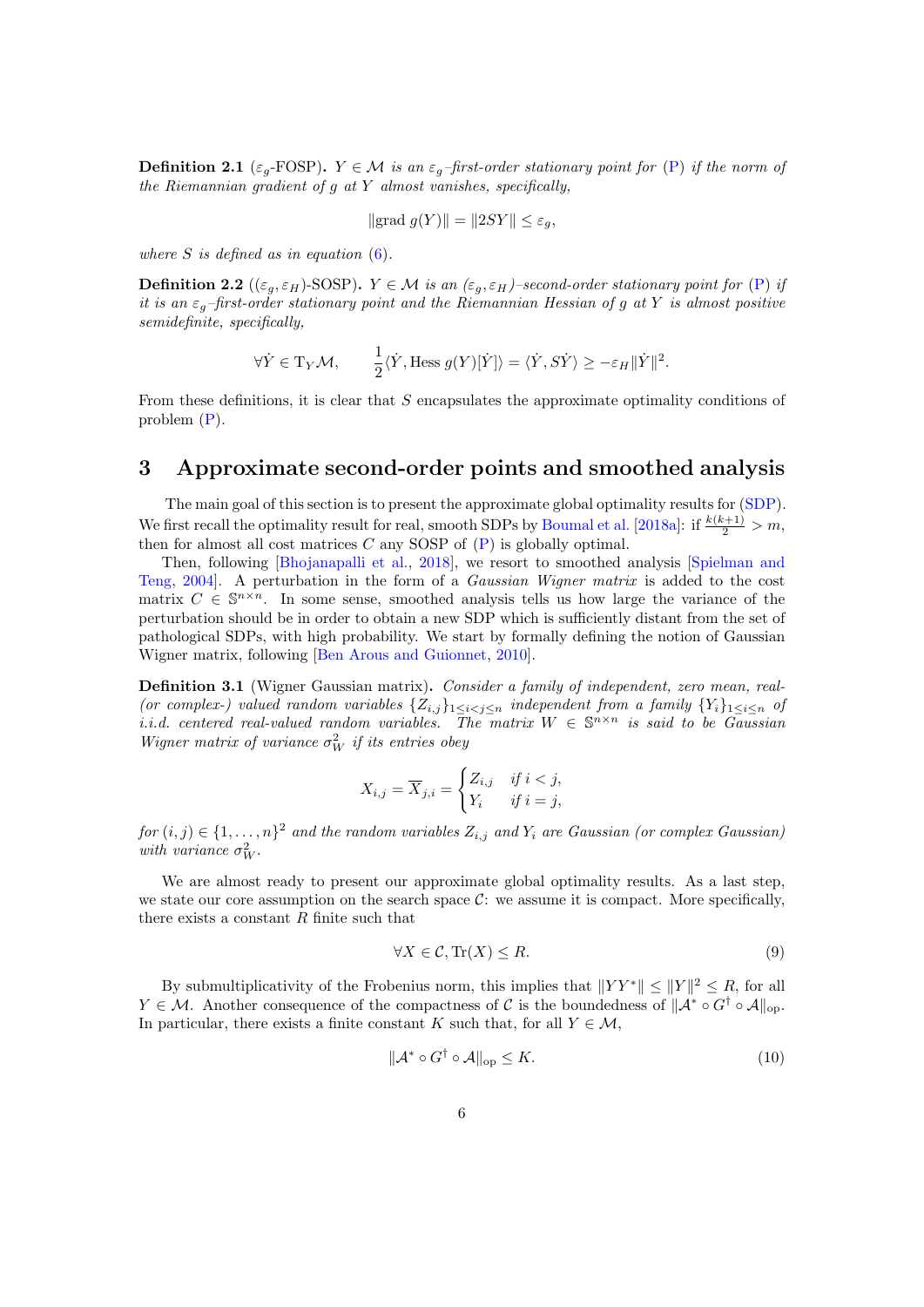**Definition 2.1** ($\varepsilon_g$-FOSP)**.** *$Y \in \mathcal{M}$ is an $\varepsilon_g$–first-order stationary point for* (P) *if the norm of the Riemannian gradient of $g$ at $Y$ almost vanishes, specifically,*

$$\|\text{grad } g(Y)\| = \|2SY\| \leq \varepsilon_g,$$

*where $S$ is defined as in equation* (6)*.*

**Definition 2.2** (($\varepsilon_g, \varepsilon_H$)-SOSP)**.** *$Y \in \mathcal{M}$ is an ($\varepsilon_g, \varepsilon_H$)–second-order stationary point for* (P) *if it is an $\varepsilon_g$–first-order stationary point and the Riemannian Hessian of $g$ at $Y$ is almost positive semidefinite, specifically,*

$$\forall \dot{Y} \in \mathrm{T}_Y\mathcal{M}, \qquad \frac{1}{2}\langle \dot{Y}, \text{Hess } g(Y)[\dot{Y}]\rangle = \langle \dot{Y}, S\dot{Y}\rangle \geq -\varepsilon_H \|\dot{Y}\|^2.$$

From these definitions, it is clear that $S$ encapsulates the approximate optimality conditions of problem (P).

## 3 Approximate second-order points and smoothed analysis

The main goal of this section is to present the approximate global optimality results for (SDP). We first recall the optimality result for real, smooth SDPs by Boumal et al. [2018a]: if $\frac{k(k+1)}{2} > m$, then for almost all cost matrices $C$ any SOSP of (P) is globally optimal.

Then, following [Bhojanapalli et al., 2018], we resort to smoothed analysis [Spielman and Teng, 2004]. A perturbation in the form of a *Gaussian Wigner matrix* is added to the cost matrix $C \in \mathbb{S}^{n\times n}$. In some sense, smoothed analysis tells us how large the variance of the perturbation should be in order to obtain a new SDP which is sufficiently distant from the set of pathological SDPs, with high probability. We start by formally defining the notion of Gaussian Wigner matrix, following [Ben Arous and Guionnet, 2010].

**Definition 3.1** (Wigner Gaussian matrix)**.** *Consider a family of independent, zero mean, real- (or complex-) valued random variables $\{Z_{i,j}\}_{1\leq i<j\leq n}$ independent from a family $\{Y_i\}_{1\leq i\leq n}$ of i.i.d. centered real-valued random variables. The matrix $W \in \mathbb{S}^{n\times n}$ is said to be Gaussian Wigner matrix of variance $\sigma_W^2$ if its entries obey*

$$X_{i,j} = \overline{X}_{j,i} = \begin{cases} Z_{i,j} & \text{if } i < j, \\ Y_i & \text{if } i = j, \end{cases}$$

*for $(i, j) \in \{1, \ldots, n\}^2$ and the random variables $Z_{i,j}$ and $Y_i$ are Gaussian (or complex Gaussian) with variance $\sigma_W^2$.*

We are almost ready to present our approximate global optimality results. As a last step, we state our core assumption on the search space $\mathcal{C}$: we assume it is compact. More specifically, there exists a constant $R$ finite such that

$$\forall X \in \mathcal{C}, \text{Tr}(X) \leq R. \tag{9}$$

By submultiplicativity of the Frobenius norm, this implies that $\|YY^*\| \leq \|Y\|^2 \leq R$, for all $Y \in \mathcal{M}$. Another consequence of the compactness of $\mathcal{C}$ is the boundedness of $\|\mathcal{A}^* \circ G^\dagger \circ \mathcal{A}\|_{\text{op}}$. In particular, there exists a finite constant $K$ such that, for all $Y \in \mathcal{M}$,

$$\|\mathcal{A}^* \circ G^\dagger \circ \mathcal{A}\|_{\text{op}} \leq K. \tag{10}$$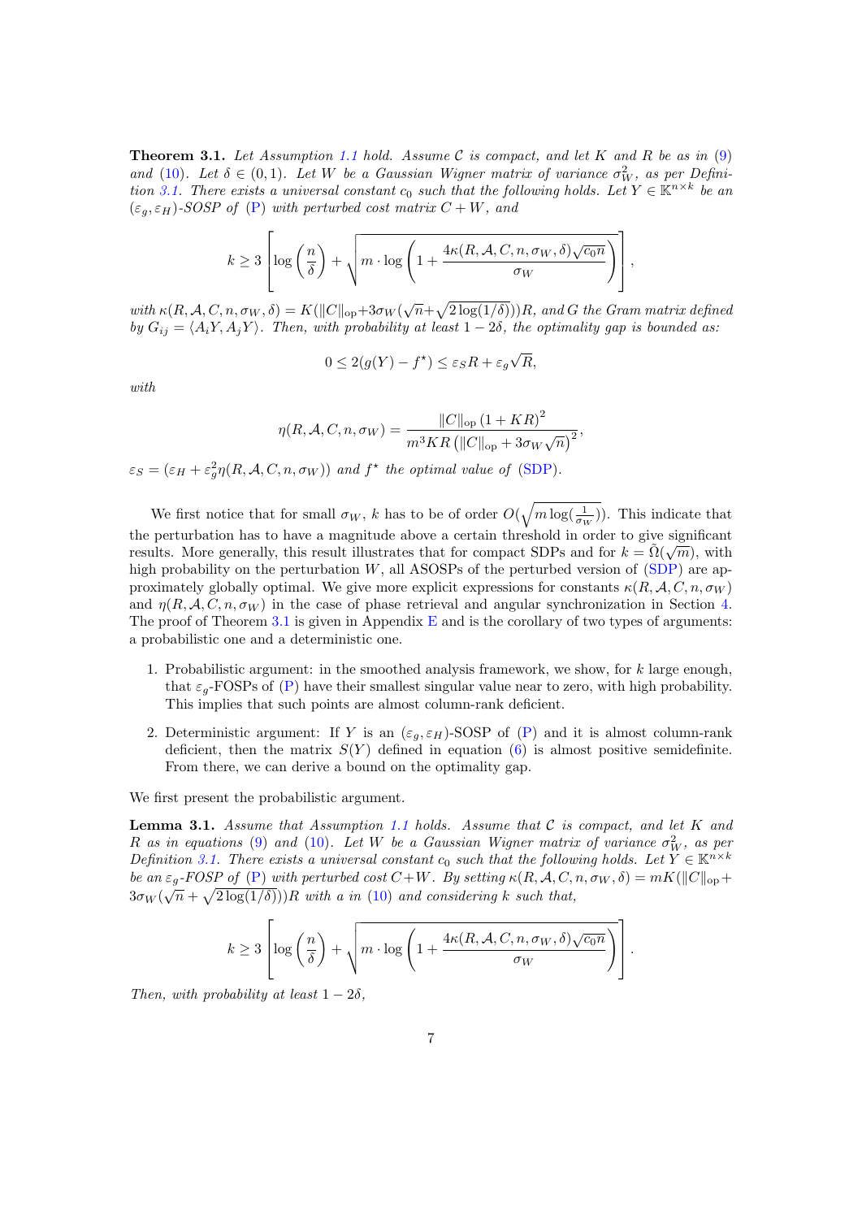**Theorem 3.1.** *Let Assumption 1.1 hold. Assume $\mathcal{C}$ is compact, and let $K$ and $R$ be as in (9) and (10). Let $\delta \in (0,1)$. Let $W$ be a Gaussian Wigner matrix of variance $\sigma_W^2$, as per Definition 3.1. There exists a universal constant $c_0$ such that the following holds. Let $Y \in \mathbb{K}^{n\times k}$ be an $(\varepsilon_g, \varepsilon_H)$-SOSP of (P) with perturbed cost matrix $C + W$, and*

$$k \geq 3\left[\log\left(\frac{n}{\delta}\right) + \sqrt{m \cdot \log\left(1 + \frac{4\kappa(R, \mathcal{A}, C, n, \sigma_W, \delta)\sqrt{c_0 n}}{\sigma_W}\right)}\right],$$

*with $\kappa(R, \mathcal{A}, C, n, \sigma_W, \delta) = K(\|C\|_{\text{op}} + 3\sigma_W(\sqrt{n} + \sqrt{2\log(1/\delta)}))R$, and $G$ the Gram matrix defined by $G_{ij} = \langle A_i Y, A_j Y\rangle$. Then, with probability at least $1 - 2\delta$, the optimality gap is bounded as:*

$$0 \leq 2(g(Y) - f^\star) \leq \varepsilon_S R + \varepsilon_g \sqrt{R},$$

*with*

$$\eta(R, \mathcal{A}, C, n, \sigma_W) = \frac{\|C\|_{\text{op}}\,(1 + KR)^2}{m^3 KR\left(\|C\|_{\text{op}} + 3\sigma_W\sqrt{n}\right)^2},$$

*$\varepsilon_S = (\varepsilon_H + \varepsilon_g^2 \eta(R, \mathcal{A}, C, n, \sigma_W))$ and $f^\star$ the optimal value of (SDP).*

We first notice that for small $\sigma_W$, $k$ has to be of order $O(\sqrt{m\log(\frac{1}{\sigma_W})})$. This indicate that the perturbation has to have a magnitude above a certain threshold in order to give significant results. More generally, this result illustrates that for compact SDPs and for $k = \tilde{\Omega}(\sqrt{m})$, with high probability on the perturbation $W$, all ASOSPs of the perturbed version of (SDP) are approximately globally optimal. We give more explicit expressions for constants $\kappa(R, \mathcal{A}, C, n, \sigma_W)$ and $\eta(R, \mathcal{A}, C, n, \sigma_W)$ in the case of phase retrieval and angular synchronization in Section 4. The proof of Theorem 3.1 is given in Appendix E and is the corollary of two types of arguments: a probabilistic one and a deterministic one.

1. Probabilistic argument: in the smoothed analysis framework, we show, for $k$ large enough, that $\varepsilon_g$-FOSPs of (P) have their smallest singular value near to zero, with high probability. This implies that such points are almost column-rank deficient.
2. Deterministic argument: If $Y$ is an $(\varepsilon_g, \varepsilon_H)$-SOSP of (P) and it is almost column-rank deficient, then the matrix $S(Y)$ defined in equation (6) is almost positive semidefinite. From there, we can derive a bound on the optimality gap.

We first present the probabilistic argument.

**Lemma 3.1.** *Assume that Assumption 1.1 holds. Assume that $\mathcal{C}$ is compact, and let $K$ and $R$ as in equations (9) and (10). Let $W$ be a Gaussian Wigner matrix of variance $\sigma_W^2$, as per Definition 3.1. There exists a universal constant $c_0$ such that the following holds. Let $Y \in \mathbb{K}^{n\times k}$ be an $\varepsilon_g$-FOSP of (P) with perturbed cost $C+W$. By setting $\kappa(R, \mathcal{A}, C, n, \sigma_W, \delta) = mK(\|C\|_{\text{op}} + 3\sigma_W(\sqrt{n} + \sqrt{2\log(1/\delta)}))R$ with $a$ in (10) and considering $k$ such that,*

$$k \geq 3\left[\log\left(\frac{n}{\delta}\right) + \sqrt{m \cdot \log\left(1 + \frac{4\kappa(R, \mathcal{A}, C, n, \sigma_W, \delta)\sqrt{c_0 n}}{\sigma_W}\right)}\right].$$

*Then, with probability at least $1 - 2\delta$,*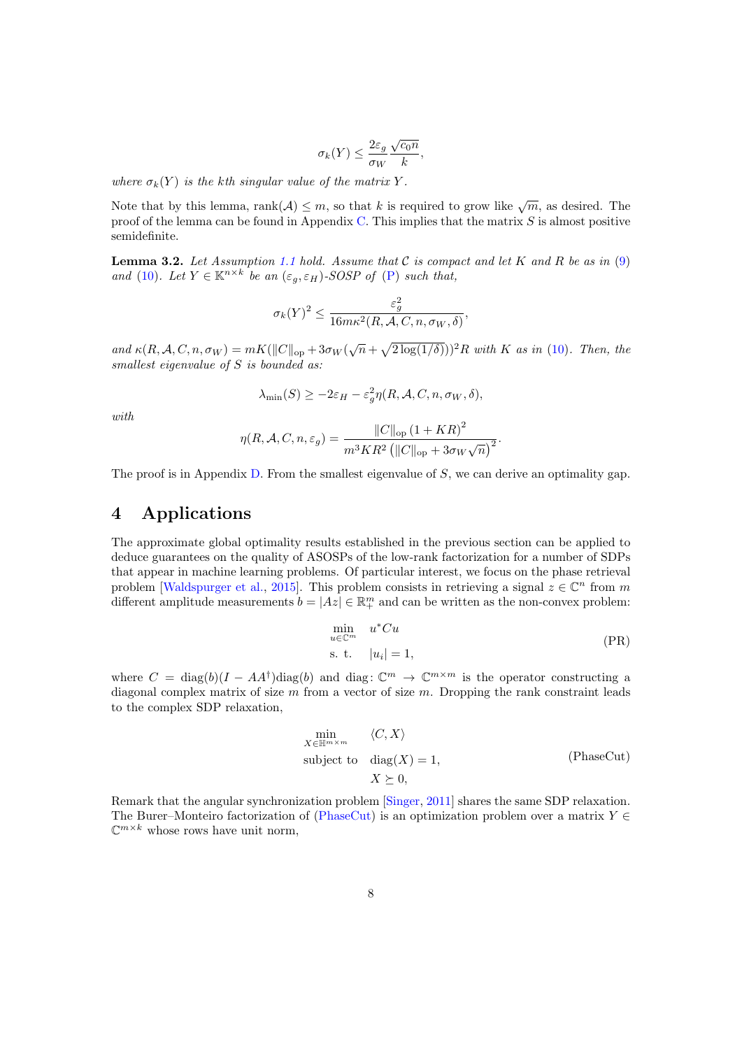$$\sigma_k(Y) \leq \frac{2\varepsilon_g}{\sigma_W} \frac{\sqrt{c_0 n}}{k},$$

*where $\sigma_k(Y)$ is the kth singular value of the matrix $Y$.*

Note that by this lemma, $\text{rank}(\mathcal{A}) \leq m$, so that $k$ is required to grow like $\sqrt{m}$, as desired. The proof of the lemma can be found in Appendix C. This implies that the matrix $S$ is almost positive semidefinite.

**Lemma 3.2.** *Let Assumption 1.1 hold. Assume that $\mathcal{C}$ is compact and let $K$ and $R$ be as in (9) and (10). Let $Y \in \mathbb{K}^{n\times k}$ be an $(\varepsilon_g, \varepsilon_H)$-SOSP of (P) such that,*

$$\sigma_k(Y)^2 \leq \frac{\varepsilon_g^2}{16m\kappa^2(R, \mathcal{A}, C, n, \sigma_W, \delta)},$$

*and $\kappa(R, \mathcal{A}, C, n, \sigma_W) = mK(\|C\|_{\text{op}} + 3\sigma_W(\sqrt{n} + \sqrt{2\log(1/\delta)}))^2 R$ with $K$ as in (10). Then, the smallest eigenvalue of $S$ is bounded as:*

$$\lambda_{\min}(S) \geq -2\varepsilon_H - \varepsilon_g^2 \eta(R, \mathcal{A}, C, n, \sigma_W, \delta),$$

*with*

$$\eta(R, \mathcal{A}, C, n, \varepsilon_g) = \frac{\|C\|_{\text{op}} (1 + KR)^2}{m^3 KR^2 \left(\|C\|_{\text{op}} + 3\sigma_W \sqrt{n}\right)^2}.$$

The proof is in Appendix D. From the smallest eigenvalue of $S$, we can derive an optimality gap.

# 4 Applications

The approximate global optimality results established in the previous section can be applied to deduce guarantees on the quality of ASOSPs of the low-rank factorization for a number of SDPs that appear in machine learning problems. Of particular interest, we focus on the phase retrieval problem [Waldspurger et al., 2015]. This problem consists in retrieving a signal $z \in \mathbb{C}^n$ from $m$ different amplitude measurements $b = |Az| \in \mathbb{R}_+^m$ and can be written as the non-convex problem:

$$\begin{aligned} \min_{u\in\mathbb{C}^m} \quad & u^* C u \\ \text{s. t.} \quad & |u_i| = 1, \end{aligned} \tag{PR}$$

where $C = \text{diag}(b)(I - AA^\dagger)\text{diag}(b)$ and $\text{diag}\colon \mathbb{C}^m \to \mathbb{C}^{m\times m}$ is the operator constructing a diagonal complex matrix of size $m$ from a vector of size $m$. Dropping the rank constraint leads to the complex SDP relaxation,

$$\begin{aligned} \min_{X\in\mathbb{H}^{m\times m}} \quad & \langle C, X \rangle \\ \text{subject to} \quad & \text{diag}(X) = 1, \\ & X \succeq 0, \end{aligned} \tag{PhaseCut}$$

Remark that the angular synchronization problem [Singer, 2011] shares the same SDP relaxation. The Burer–Monteiro factorization of (PhaseCut) is an optimization problem over a matrix $Y \in \mathbb{C}^{m\times k}$ whose rows have unit norm,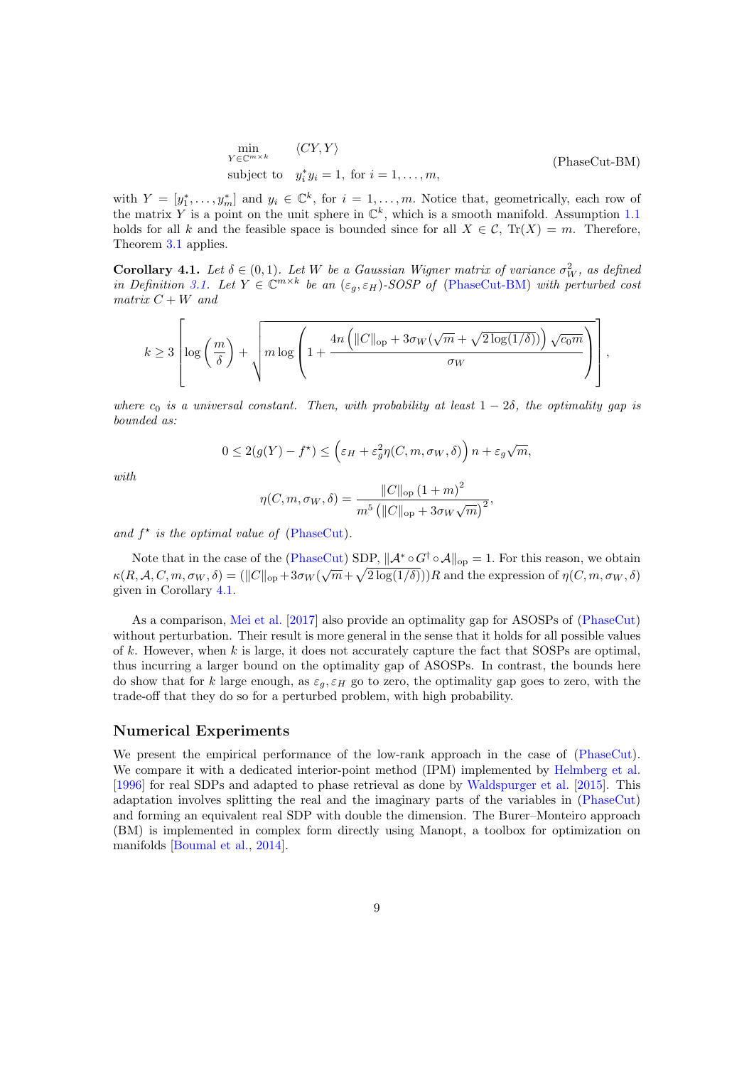$$
\begin{aligned}
\min_{Y \in \mathbb{C}^{m\times k}} \quad & \langle CY, Y \rangle \\
\text{subject to} \quad & y_i^* y_i = 1, \text{ for } i = 1, \ldots, m,
\end{aligned}
\tag{PhaseCut-BM}
$$

with $Y = [y_1^*, \ldots, y_m^*]$ and $y_i \in \mathbb{C}^k$, for $i = 1, \ldots, m$. Notice that, geometrically, each row of the matrix $Y$ is a point on the unit sphere in $\mathbb{C}^k$, which is a smooth manifold. Assumption 1.1 holds for all $k$ and the feasible space is bounded since for all $X \in \mathcal{C}$, $\mathrm{Tr}(X) = m$. Therefore, Theorem 3.1 applies.

**Corollary 4.1.** *Let $\delta \in (0, 1)$. Let $W$ be a Gaussian Wigner matrix of variance $\sigma_W^2$, as defined in Definition 3.1. Let $Y \in \mathbb{C}^{m\times k}$ be an $(\varepsilon_g, \varepsilon_H)$-SOSP of (PhaseCut-BM) with perturbed cost matrix $C + W$ and*

$$
k \geq 3\left[\log\left(\frac{m}{\delta}\right) + \sqrt{m \log\left(1 + \frac{4n\left(\|C\|_{\mathrm{op}} + 3\sigma_W(\sqrt{m} + \sqrt{2\log(1/\delta)})\right)\sqrt{c_0 m}}{\sigma_W}\right)}\right],
$$

*where $c_0$ is a universal constant. Then, with probability at least $1 - 2\delta$, the optimality gap is bounded as:*

$$
0 \leq 2(g(Y) - f^\star) \leq \left(\varepsilon_H + \varepsilon_g^2 \eta(C, m, \sigma_W, \delta)\right) n + \varepsilon_g \sqrt{m},
$$

*with*

$$
\eta(C, m, \sigma_W, \delta) = \frac{\|C\|_{\mathrm{op}}(1+m)^2}{m^5\left(\|C\|_{\mathrm{op}} + 3\sigma_W\sqrt{m}\right)^2},
$$

*and $f^\star$ is the optimal value of (PhaseCut).*

Note that in the case of the (PhaseCut) SDP, $\|\mathcal{A}^* \circ G^\dagger \circ \mathcal{A}\|_{\mathrm{op}} = 1$. For this reason, we obtain $\kappa(R, \mathcal{A}, C, m, \sigma_W, \delta) = (\|C\|_{\mathrm{op}} + 3\sigma_W(\sqrt{m} + \sqrt{2\log(1/\delta)}))R$ and the expression of $\eta(C, m, \sigma_W, \delta)$ given in Corollary 4.1.

As a comparison, Mei et al. [2017] also provide an optimality gap for ASOSPs of (PhaseCut) without perturbation. Their result is more general in the sense that it holds for all possible values of $k$. However, when $k$ is large, it does not accurately capture the fact that SOSPs are optimal, thus incurring a larger bound on the optimality gap of ASOSPs. In contrast, the bounds here do show that for $k$ large enough, as $\varepsilon_g, \varepsilon_H$ go to zero, the optimality gap goes to zero, with the trade-off that they do so for a perturbed problem, with high probability.

## Numerical Experiments

We present the empirical performance of the low-rank approach in the case of (PhaseCut). We compare it with a dedicated interior-point method (IPM) implemented by Helmberg et al. [1996] for real SDPs and adapted to phase retrieval as done by Waldspurger et al. [2015]. This adaptation involves splitting the real and the imaginary parts of the variables in (PhaseCut) and forming an equivalent real SDP with double the dimension. The Burer–Monteiro approach (BM) is implemented in complex form directly using Manopt, a toolbox for optimization on manifolds [Boumal et al., 2014].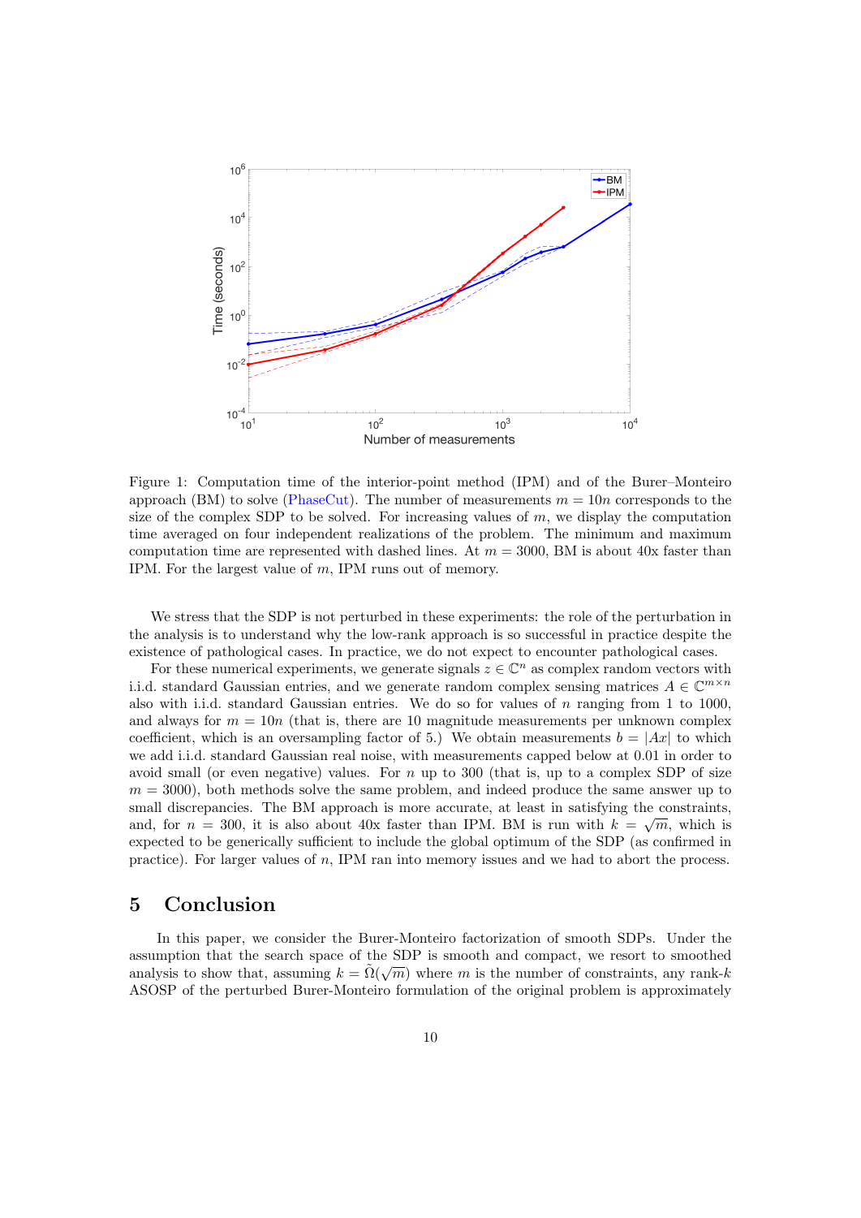Figure 1: Computation time of the interior-point method (IPM) and of the Burer–Monteiro approach (BM) to solve (PhaseCut). The number of measurements $m = 10n$ corresponds to the size of the complex SDP to be solved. For increasing values of $m$, we display the computation time averaged on four independent realizations of the problem. The minimum and maximum computation time are represented with dashed lines. At $m = 3000$, BM is about 40x faster than IPM. For the largest value of $m$, IPM runs out of memory.

We stress that the SDP is not perturbed in these experiments: the role of the perturbation in the analysis is to understand why the low-rank approach is so successful in practice despite the existence of pathological cases. In practice, we do not expect to encounter pathological cases.

For these numerical experiments, we generate signals $z \in \mathbb{C}^n$ as complex random vectors with i.i.d. standard Gaussian entries, and we generate random complex sensing matrices $A \in \mathbb{C}^{m \times n}$ also with i.i.d. standard Gaussian entries. We do so for values of $n$ ranging from 1 to 1000, and always for $m = 10n$ (that is, there are 10 magnitude measurements per unknown complex coefficient, which is an oversampling factor of 5.) We obtain measurements $b = |Ax|$ to which we add i.i.d. standard Gaussian real noise, with measurements capped below at 0.01 in order to avoid small (or even negative) values. For $n$ up to 300 (that is, up to a complex SDP of size $m = 3000$), both methods solve the same problem, and indeed produce the same answer up to small discrepancies. The BM approach is more accurate, at least in satisfying the constraints, and, for $n = 300$, it is also about 40x faster than IPM. BM is run with $k = \sqrt{m}$, which is expected to be generically sufficient to include the global optimum of the SDP (as confirmed in practice). For larger values of $n$, IPM ran into memory issues and we had to abort the process.

## 5 Conclusion

In this paper, we consider the Burer-Monteiro factorization of smooth SDPs. Under the assumption that the search space of the SDP is smooth and compact, we resort to smoothed analysis to show that, assuming $k = \tilde{\Omega}(\sqrt{m})$ where $m$ is the number of constraints, any rank-$k$ ASOSP of the perturbed Burer-Monteiro formulation of the original problem is approximately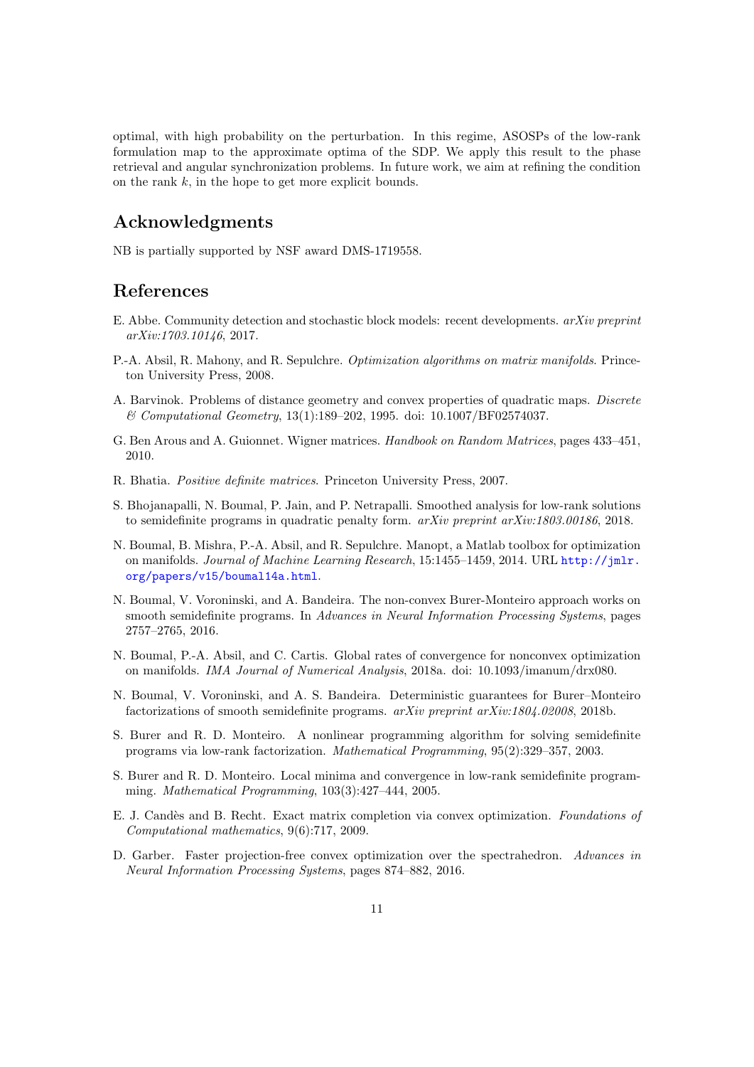optimal, with high probability on the perturbation. In this regime, ASOSPs of the low-rank formulation map to the approximate optima of the SDP. We apply this result to the phase retrieval and angular synchronization problems. In future work, we aim at refining the condition on the rank $k$, in the hope to get more explicit bounds.

## Acknowledgments

NB is partially supported by NSF award DMS-1719558.

## References

E. Abbe. Community detection and stochastic block models: recent developments. *arXiv preprint arXiv:1703.10146*, 2017.

P.-A. Absil, R. Mahony, and R. Sepulchre. *Optimization algorithms on matrix manifolds*. Princeton University Press, 2008.

A. Barvinok. Problems of distance geometry and convex properties of quadratic maps. *Discrete & Computational Geometry*, 13(1):189–202, 1995. doi: 10.1007/BF02574037.

G. Ben Arous and A. Guionnet. Wigner matrices. *Handbook on Random Matrices*, pages 433–451, 2010.

R. Bhatia. *Positive definite matrices*. Princeton University Press, 2007.

S. Bhojanapalli, N. Boumal, P. Jain, and P. Netrapalli. Smoothed analysis for low-rank solutions to semidefinite programs in quadratic penalty form. *arXiv preprint arXiv:1803.00186*, 2018.

N. Boumal, B. Mishra, P.-A. Absil, and R. Sepulchre. Manopt, a Matlab toolbox for optimization on manifolds. *Journal of Machine Learning Research*, 15:1455–1459, 2014. URL http://jmlr.org/papers/v15/boumal14a.html.

N. Boumal, V. Voroninski, and A. Bandeira. The non-convex Burer-Monteiro approach works on smooth semidefinite programs. In *Advances in Neural Information Processing Systems*, pages 2757–2765, 2016.

N. Boumal, P.-A. Absil, and C. Cartis. Global rates of convergence for nonconvex optimization on manifolds. *IMA Journal of Numerical Analysis*, 2018a. doi: 10.1093/imanum/drx080.

N. Boumal, V. Voroninski, and A. S. Bandeira. Deterministic guarantees for Burer–Monteiro factorizations of smooth semidefinite programs. *arXiv preprint arXiv:1804.02008*, 2018b.

S. Burer and R. D. Monteiro. A nonlinear programming algorithm for solving semidefinite programs via low-rank factorization. *Mathematical Programming*, 95(2):329–357, 2003.

S. Burer and R. D. Monteiro. Local minima and convergence in low-rank semidefinite programming. *Mathematical Programming*, 103(3):427–444, 2005.

E. J. Candès and B. Recht. Exact matrix completion via convex optimization. *Foundations of Computational mathematics*, 9(6):717, 2009.

D. Garber. Faster projection-free convex optimization over the spectrahedron. *Advances in Neural Information Processing Systems*, pages 874–882, 2016.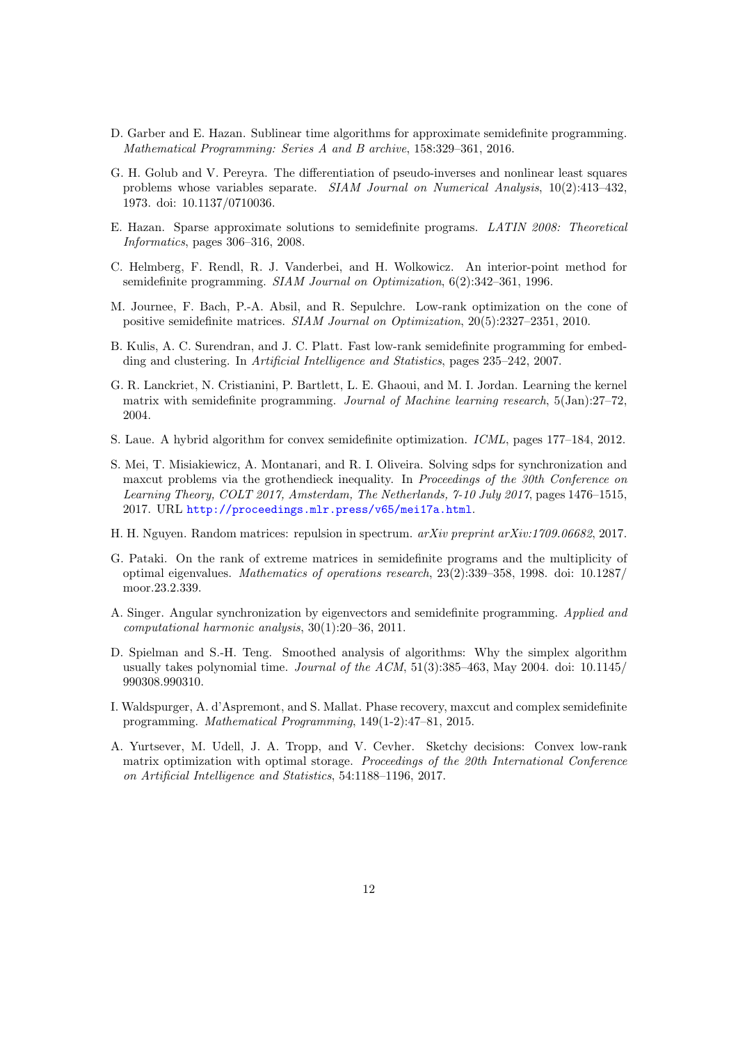D. Garber and E. Hazan. Sublinear time algorithms for approximate semidefinite programming. *Mathematical Programming: Series A and B archive*, 158:329–361, 2016.

G. H. Golub and V. Pereyra. The differentiation of pseudo-inverses and nonlinear least squares problems whose variables separate. *SIAM Journal on Numerical Analysis*, 10(2):413–432, 1973. doi: 10.1137/0710036.

E. Hazan. Sparse approximate solutions to semidefinite programs. *LATIN 2008: Theoretical Informatics*, pages 306–316, 2008.

C. Helmberg, F. Rendl, R. J. Vanderbei, and H. Wolkowicz. An interior-point method for semidefinite programming. *SIAM Journal on Optimization*, 6(2):342–361, 1996.

M. Journee, F. Bach, P.-A. Absil, and R. Sepulchre. Low-rank optimization on the cone of positive semidefinite matrices. *SIAM Journal on Optimization*, 20(5):2327–2351, 2010.

B. Kulis, A. C. Surendran, and J. C. Platt. Fast low-rank semidefinite programming for embedding and clustering. In *Artificial Intelligence and Statistics*, pages 235–242, 2007.

G. R. Lanckriet, N. Cristianini, P. Bartlett, L. E. Ghaoui, and M. I. Jordan. Learning the kernel matrix with semidefinite programming. *Journal of Machine learning research*, 5(Jan):27–72, 2004.

S. Laue. A hybrid algorithm for convex semidefinite optimization. *ICML*, pages 177–184, 2012.

S. Mei, T. Misiakiewicz, A. Montanari, and R. I. Oliveira. Solving sdps for synchronization and maxcut problems via the grothendieck inequality. In *Proceedings of the 30th Conference on Learning Theory, COLT 2017, Amsterdam, The Netherlands, 7-10 July 2017*, pages 1476–1515, 2017. URL http://proceedings.mlr.press/v65/mei17a.html.

H. H. Nguyen. Random matrices: repulsion in spectrum. *arXiv preprint arXiv:1709.06682*, 2017.

G. Pataki. On the rank of extreme matrices in semidefinite programs and the multiplicity of optimal eigenvalues. *Mathematics of operations research*, 23(2):339–358, 1998. doi: 10.1287/moor.23.2.339.

A. Singer. Angular synchronization by eigenvectors and semidefinite programming. *Applied and computational harmonic analysis*, 30(1):20–36, 2011.

D. Spielman and S.-H. Teng. Smoothed analysis of algorithms: Why the simplex algorithm usually takes polynomial time. *Journal of the ACM*, 51(3):385–463, May 2004. doi: 10.1145/990308.990310.

I. Waldspurger, A. d'Aspremont, and S. Mallat. Phase recovery, maxcut and complex semidefinite programming. *Mathematical Programming*, 149(1-2):47–81, 2015.

A. Yurtsever, M. Udell, J. A. Tropp, and V. Cevher. Sketchy decisions: Convex low-rank matrix optimization with optimal storage. *Proceedings of the 20th International Conference on Artificial Intelligence and Statistics*, 54:1188–1196, 2017.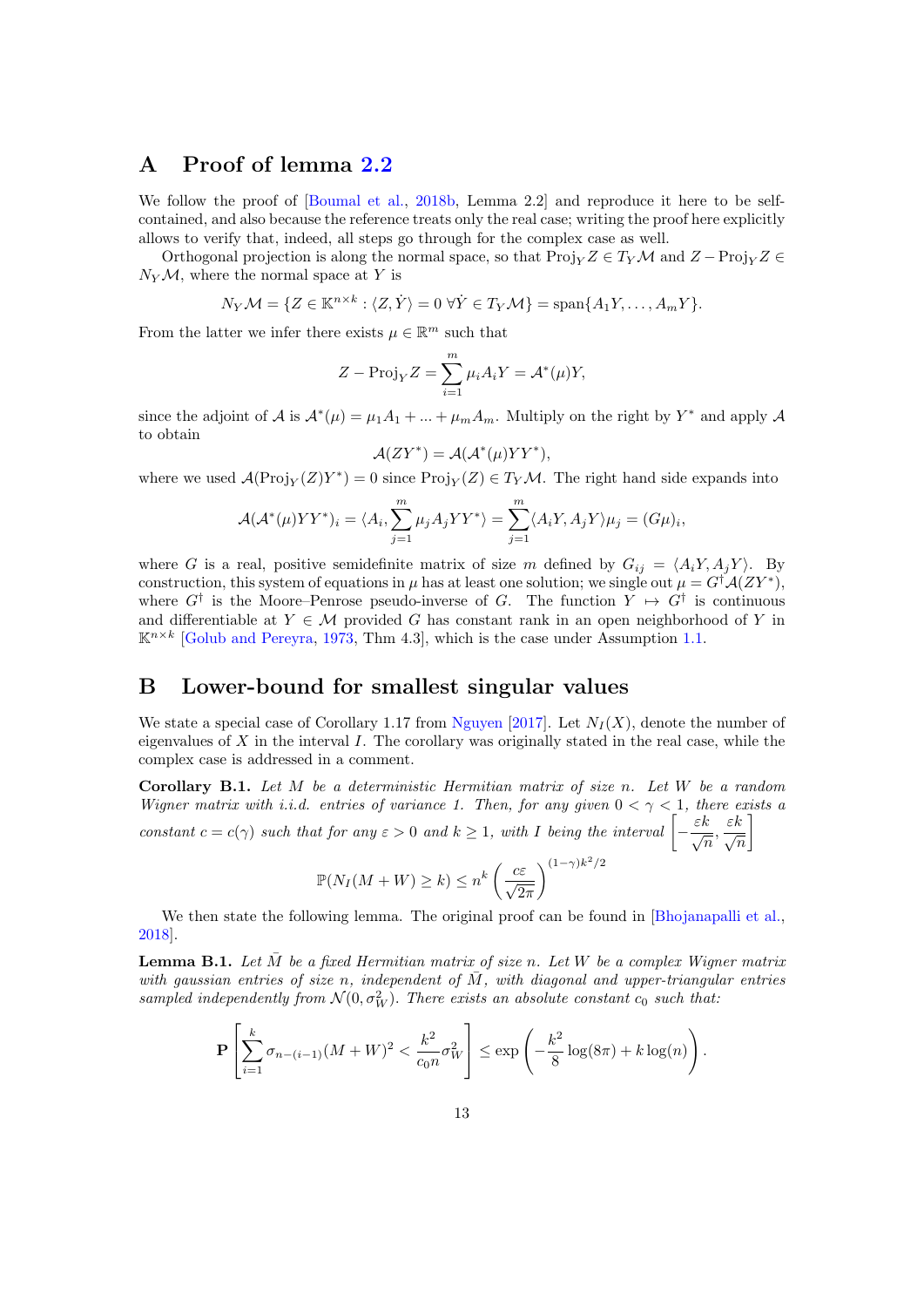# A Proof of lemma 2.2

We follow the proof of [Boumal et al., 2018b, Lemma 2.2] and reproduce it here to be self-contained, and also because the reference treats only the real case; writing the proof here explicitly allows to verify that, indeed, all steps go through for the complex case as well.

Orthogonal projection is along the normal space, so that $\mathrm{Proj}_Y Z \in T_Y\mathcal{M}$ and $Z - \mathrm{Proj}_Y Z \in N_Y\mathcal{M}$, where the normal space at $Y$ is

$$N_Y\mathcal{M} = \{Z \in \mathbb{K}^{n\times k} : \langle Z, \dot{Y}\rangle = 0 \ \forall \dot{Y} \in T_Y\mathcal{M}\} = \mathrm{span}\{A_1Y, \ldots, A_mY\}.$$

From the latter we infer there exists $\mu \in \mathbb{R}^m$ such that

$$Z - \mathrm{Proj}_Y Z = \sum_{i=1}^{m} \mu_i A_i Y = \mathcal{A}^*(\mu)Y,$$

since the adjoint of $\mathcal{A}$ is $\mathcal{A}^*(\mu) = \mu_1 A_1 + ... + \mu_m A_m$. Multiply on the right by $Y^*$ and apply $\mathcal{A}$ to obtain

$$\mathcal{A}(ZY^*) = \mathcal{A}(\mathcal{A}^*(\mu)YY^*),$$

where we used $\mathcal{A}(\mathrm{Proj}_Y(Z)Y^*) = 0$ since $\mathrm{Proj}_Y(Z) \in T_Y\mathcal{M}$. The right hand side expands into

$$\mathcal{A}(\mathcal{A}^*(\mu)YY^*)_i = \langle A_i, \sum_{j=1}^{m} \mu_j A_j YY^*\rangle = \sum_{j=1}^{m}\langle A_iY, A_jY\rangle \mu_j = (G\mu)_i,$$

where $G$ is a real, positive semidefinite matrix of size $m$ defined by $G_{ij} = \langle A_iY, A_jY\rangle$. By construction, this system of equations in $\mu$ has at least one solution; we single out $\mu = G^\dagger\mathcal{A}(ZY^*)$, where $G^\dagger$ is the Moore–Penrose pseudo-inverse of $G$. The function $Y \mapsto G^\dagger$ is continuous and differentiable at $Y \in \mathcal{M}$ provided $G$ has constant rank in an open neighborhood of $Y$ in $\mathbb{K}^{n\times k}$ [Golub and Pereyra, 1973, Thm 4.3], which is the case under Assumption 1.1.

# B Lower-bound for smallest singular values

We state a special case of Corollary 1.17 from Nguyen [2017]. Let $N_I(X)$, denote the number of eigenvalues of $X$ in the interval $I$. The corollary was originally stated in the real case, while the complex case is addressed in a comment.

**Corollary B.1.** *Let $M$ be a deterministic Hermitian matrix of size $n$. Let $W$ be a random Wigner matrix with i.i.d. entries of variance 1. Then, for any given $0 < \gamma < 1$, there exists a constant $c = c(\gamma)$ such that for any $\varepsilon > 0$ and $k \geq 1$, with $I$ being the interval $\left[-\frac{\varepsilon k}{\sqrt{n}}, \frac{\varepsilon k}{\sqrt{n}}\right]$*

$$\mathbb{P}(N_I(M + W) \geq k) \leq n^k \left(\frac{c\varepsilon}{\sqrt{2\pi}}\right)^{(1-\gamma)k^2/2}$$

We then state the following lemma. The original proof can be found in [Bhojanapalli et al., 2018].

**Lemma B.1.** *Let $\bar{M}$ be a fixed Hermitian matrix of size $n$. Let $W$ be a complex Wigner matrix with gaussian entries of size $n$, independent of $\bar{M}$, with diagonal and upper-triangular entries sampled independently from $\mathcal{N}(0, \sigma_W^2)$. There exists an absolute constant $c_0$ such that:*

$$\mathbf{P}\left[\sum_{i=1}^{k} \sigma_{n-(i-1)}(M + W)^2 < \frac{k^2}{c_0 n}\sigma_W^2\right] \leq \exp\left(-\frac{k^2}{8}\log(8\pi) + k\log(n)\right).$$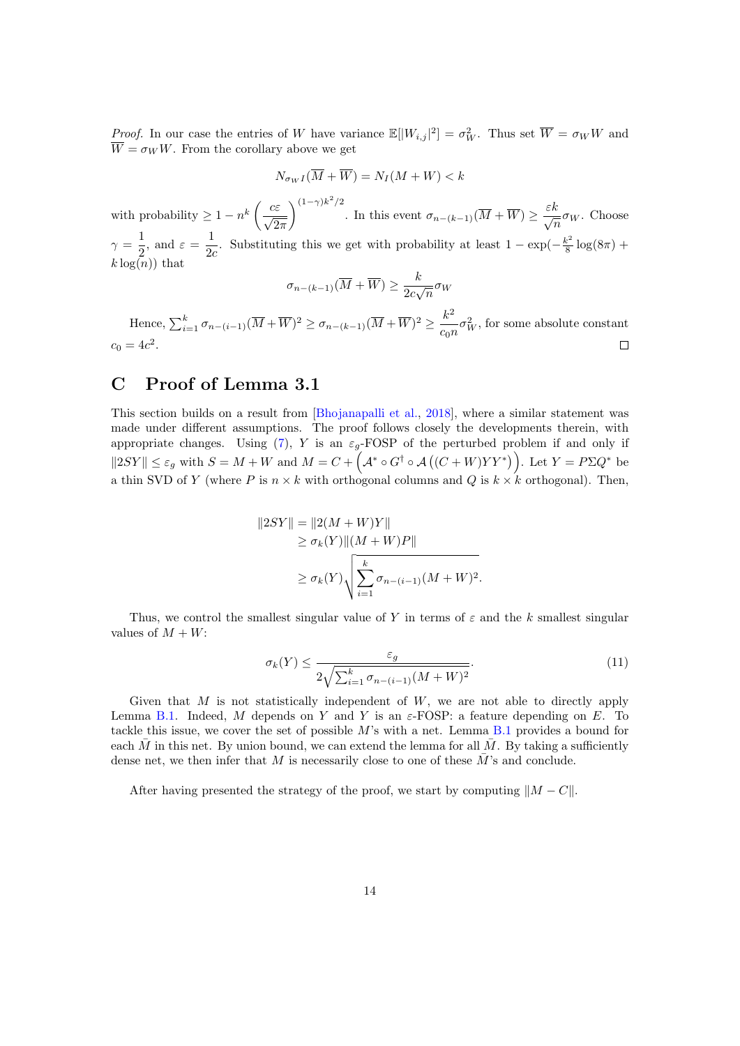*Proof.* In our case the entries of $W$ have variance $\mathbb{E}[|W_{i,j}|^2] = \sigma_W^2$. Thus set $\overline{W} = \sigma_W W$ and $\overline{W} = \sigma_W W$. From the corollary above we get

$$N_{\sigma_W I}(\overline{M} + \overline{W}) = N_I(M + W) < k$$

with probability $\geq 1 - n^k \left(\frac{c\varepsilon}{\sqrt{2\pi}}\right)^{(1-\gamma)k^2/2}$. In this event $\sigma_{n-(k-1)}(\overline{M} + \overline{W}) \geq \frac{\varepsilon k}{\sqrt{n}} \sigma_W$. Choose $\gamma = \frac{1}{2}$, and $\varepsilon = \frac{1}{2c}$. Substituting this we get with probability at least $1 - \exp(-\frac{k^2}{8}\log(8\pi) + k\log(n))$ that

$$\sigma_{n-(k-1)}(\overline{M} + \overline{W}) \geq \frac{k}{2c\sqrt{n}} \sigma_W$$

Hence, $\sum_{i=1}^k \sigma_{n-(i-1)}(\overline{M} + \overline{W})^2 \geq \sigma_{n-(k-1)}(\overline{M} + \overline{W})^2 \geq \frac{k^2}{c_0 n}\sigma_W^2$, for some absolute constant $c_0 = 4c^2$. □

# C Proof of Lemma 3.1

This section builds on a result from [Bhojanapalli et al., 2018], where a similar statement was made under different assumptions. The proof follows closely the developments therein, with appropriate changes. Using (7), $Y$ is an $\varepsilon_g$-FOSP of the perturbed problem if and only if $\|2SY\| \leq \varepsilon_g$ with $S = M + W$ and $M = C + \left(\mathcal{A}^* \circ G^\dagger \circ \mathcal{A}\left((C + W)YY^*\right)\right)$. Let $Y = P\Sigma Q^*$ be a thin SVD of $Y$ (where $P$ is $n \times k$ with orthogonal columns and $Q$ is $k \times k$ orthogonal). Then,

$$\begin{aligned}
\|2SY\| &= \|2(M + W)Y\| \\
&\geq \sigma_k(Y)\|(M + W)P\| \\
&\geq \sigma_k(Y)\sqrt{\sum_{i=1}^k \sigma_{n-(i-1)}(M + W)^2}.
\end{aligned}$$

Thus, we control the smallest singular value of $Y$ in terms of $\varepsilon$ and the $k$ smallest singular values of $M + W$:

$$\sigma_k(Y) \leq \frac{\varepsilon_g}{2\sqrt{\sum_{i=1}^k \sigma_{n-(i-1)}(M + W)^2}}. \tag{11}$$

Given that $M$ is not statistically independent of $W$, we are not able to directly apply Lemma B.1. Indeed, $M$ depends on $Y$ and $Y$ is an $\varepsilon$-FOSP: a feature depending on $E$. To tackle this issue, we cover the set of possible $M$'s with a net. Lemma B.1 provides a bound for each $\bar{M}$ in this net. By union bound, we can extend the lemma for all $\bar{M}$. By taking a sufficiently dense net, we then infer that $M$ is necessarily close to one of these $\bar{M}$'s and conclude.

After having presented the strategy of the proof, we start by computing $\|M - C\|$.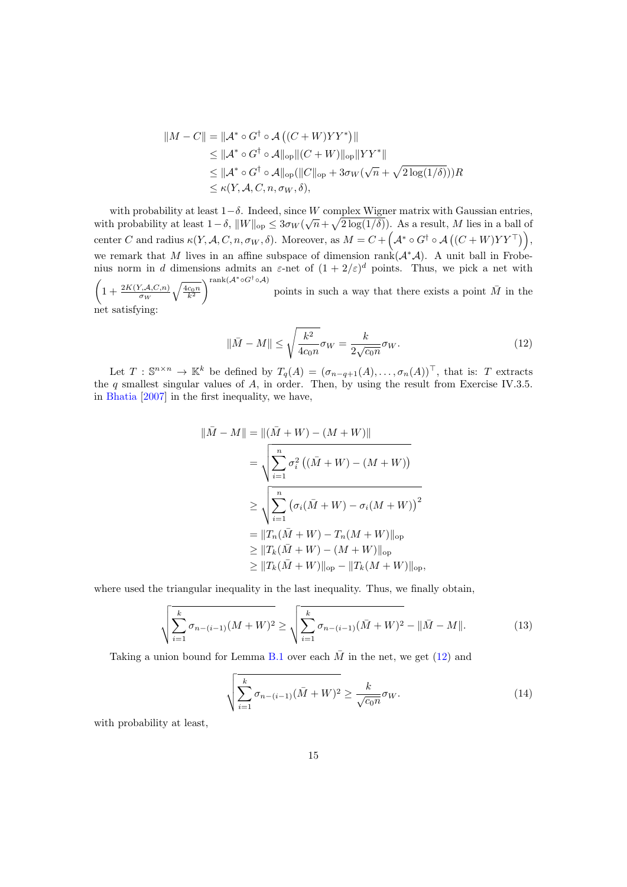$$
\begin{aligned}
\|M - C\| &= \|\mathcal{A}^* \circ G^\dagger \circ \mathcal{A}\left((C + W)YY^*\right)\| \\
&\leq \|\mathcal{A}^* \circ G^\dagger \circ \mathcal{A}\|_{\text{op}} \|(C + W)\|_{\text{op}} \|YY^*\| \\
&\leq \|\mathcal{A}^* \circ G^\dagger \circ \mathcal{A}\|_{\text{op}} (\|C\|_{\text{op}} + 3\sigma_W(\sqrt{n} + \sqrt{2\log(1/\delta)}))R \\
&\leq \kappa(Y, \mathcal{A}, C, n, \sigma_W, \delta),
\end{aligned}
$$

with probability at least $1-\delta$. Indeed, since $W$ complex Wigner matrix with Gaussian entries, with probability at least $1-\delta$, $\|W\|_{\text{op}} \leq 3\sigma_W(\sqrt{n} + \sqrt{2\log(1/\delta)})$. As a result, $M$ lies in a ball of center $C$ and radius $\kappa(Y, \mathcal{A}, C, n, \sigma_W, \delta)$. Moreover, as $M = C + \left(\mathcal{A}^* \circ G^\dagger \circ \mathcal{A}\left((C + W)YY^\top\right)\right)$, we remark that $M$ lives in an affine subspace of dimension $\text{rank}(\mathcal{A}^*\mathcal{A})$. A unit ball in Frobenius norm in $d$ dimensions admits an $\varepsilon$-net of $(1 + 2/\varepsilon)^d$ points. Thus, we pick a net with $\left(1 + \frac{2K(Y,\mathcal{A},C,n)}{\sigma_W}\sqrt{\frac{4c_0 n}{k^2}}\right)^{\text{rank}(\mathcal{A}^* \circ G^\dagger \circ \mathcal{A})}$ points in such a way that there exists a point $\bar{M}$ in the net satisfying:

$$
\|\bar{M} - M\| \leq \sqrt{\frac{k^2}{4c_0 n}}\sigma_W = \frac{k}{2\sqrt{c_0 n}}\sigma_W. \tag{12}
$$

Let $T : \mathbb{S}^{n\times n} \to \mathbb{K}^k$ be defined by $T_q(A) = (\sigma_{n-q+1}(A), \ldots, \sigma_n(A))^\top$, that is: $T$ extracts the $q$ smallest singular values of $A$, in order. Then, by using the result from Exercise IV.3.5. in Bhatia [2007] in the first inequality, we have,

$$
\begin{aligned}
\|\bar{M} - M\| &= \|(\bar{M} + W) - (M + W)\| \\
&= \sqrt{\sum_{i=1}^{n} \sigma_i^2\left((\bar{M} + W) - (M + W)\right)} \\
&\geq \sqrt{\sum_{i=1}^{n} \left(\sigma_i(\bar{M} + W) - \sigma_i(M + W)\right)^2} \\
&= \|T_n(\bar{M} + W) - T_n(M + W)\|_{\text{op}} \\
&\geq \|T_k(\bar{M} + W) - (M + W)\|_{\text{op}} \\
&\geq \|T_k(\bar{M} + W)\|_{\text{op}} - \|T_k(M + W)\|_{\text{op}},
\end{aligned}
$$

where used the triangular inequality in the last inequality. Thus, we finally obtain,

$$
\sqrt{\sum_{i=1}^{k} \sigma_{n-(i-1)}(M + W)^2} \geq \sqrt{\sum_{i=1}^{k} \sigma_{n-(i-1)}(\bar{M} + W)^2} - \|\bar{M} - M\|. \tag{13}
$$

Taking a union bound for Lemma B.1 over each $\bar{M}$ in the net, we get (12) and

$$
\sqrt{\sum_{i=1}^{k} \sigma_{n-(i-1)}(\bar{M} + W)^2} \geq \frac{k}{\sqrt{c_0 n}}\sigma_W. \tag{14}
$$

with probability at least,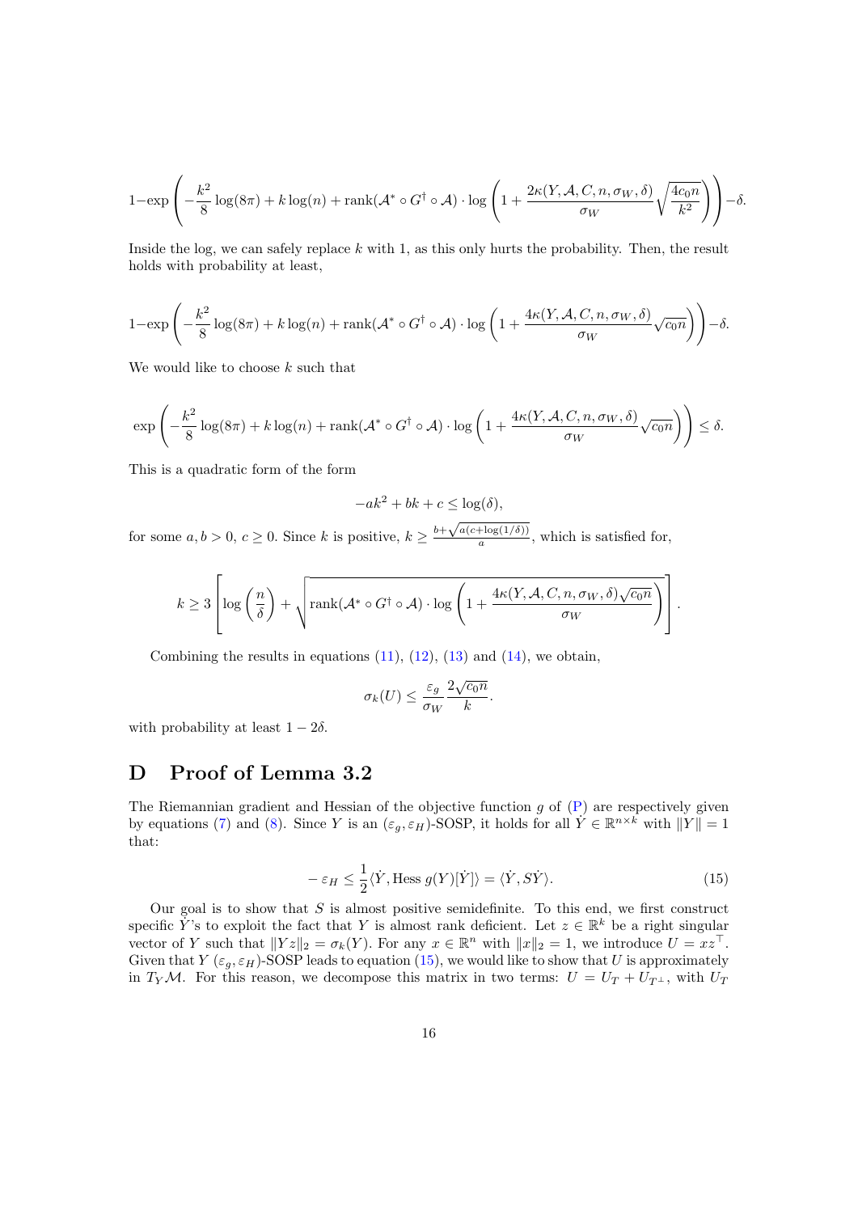$$1-\exp\left(-\frac{k^2}{8}\log(8\pi)+k\log(n)+\operatorname{rank}(\mathcal{A}^*\circ G^\dagger\circ\mathcal{A})\cdot\log\left(1+\frac{2\kappa(Y,\mathcal{A},C,n,\sigma_W,\delta)}{\sigma_W}\sqrt{\frac{4c_0n}{k^2}}\right)\right)-\delta.$$

Inside the log, we can safely replace $k$ with 1, as this only hurts the probability. Then, the result holds with probability at least,

$$1-\exp\left(-\frac{k^2}{8}\log(8\pi)+k\log(n)+\operatorname{rank}(\mathcal{A}^*\circ G^\dagger\circ\mathcal{A})\cdot\log\left(1+\frac{4\kappa(Y,\mathcal{A},C,n,\sigma_W,\delta)}{\sigma_W}\sqrt{c_0n}\right)\right)-\delta.$$

We would like to choose $k$ such that

$$\exp\left(-\frac{k^2}{8}\log(8\pi)+k\log(n)+\operatorname{rank}(\mathcal{A}^*\circ G^\dagger\circ\mathcal{A})\cdot\log\left(1+\frac{4\kappa(Y,\mathcal{A},C,n,\sigma_W,\delta)}{\sigma_W}\sqrt{c_0n}\right)\right)\leq\delta.$$

This is a quadratic form of the form

$$-ak^2+bk+c\leq\log(\delta),$$

for some $a,b>0$, $c\geq 0$. Since $k$ is positive, $k\geq\frac{b+\sqrt{a(c+\log(1/\delta))}}{a}$, which is satisfied for,

$$k\geq 3\left[\log\left(\frac{n}{\delta}\right)+\sqrt{\operatorname{rank}(\mathcal{A}^*\circ G^\dagger\circ\mathcal{A})\cdot\log\left(1+\frac{4\kappa(Y,\mathcal{A},C,n,\sigma_W,\delta)\sqrt{c_0n}}{\sigma_W}\right)}\right].$$

Combining the results in equations (11), (12), (13) and (14), we obtain,

$$\sigma_k(U)\leq\frac{\varepsilon_g}{\sigma_W}\frac{2\sqrt{c_0n}}{k}.$$

with probability at least $1-2\delta$.

# D Proof of Lemma 3.2

The Riemannian gradient and Hessian of the objective function $g$ of (P) are respectively given by equations (7) and (8). Since $Y$ is an $(\varepsilon_g,\varepsilon_H)$-SOSP, it holds for all $\dot{Y}\in\mathbb{R}^{n\times k}$ with $\|Y\|=1$ that:

$$-\varepsilon_H\leq\frac{1}{2}\langle\dot{Y},\operatorname{Hess}g(Y)[\dot{Y}]\rangle=\langle\dot{Y},S\dot{Y}\rangle. \tag{15}$$

Our goal is to show that $S$ is almost positive semidefinite. To this end, we first construct specific $\dot{Y}$'s to exploit the fact that $Y$ is almost rank deficient. Let $z\in\mathbb{R}^k$ be a right singular vector of $Y$ such that $\|Yz\|_2=\sigma_k(Y)$. For any $x\in\mathbb{R}^n$ with $\|x\|_2=1$, we introduce $U=xz^\top$. Given that $Y$ $(\varepsilon_g,\varepsilon_H)$-SOSP leads to equation (15), we would like to show that $U$ is approximately in $T_Y\mathcal{M}$. For this reason, we decompose this matrix in two terms: $U=U_T+U_{T^\perp}$, with $U_T$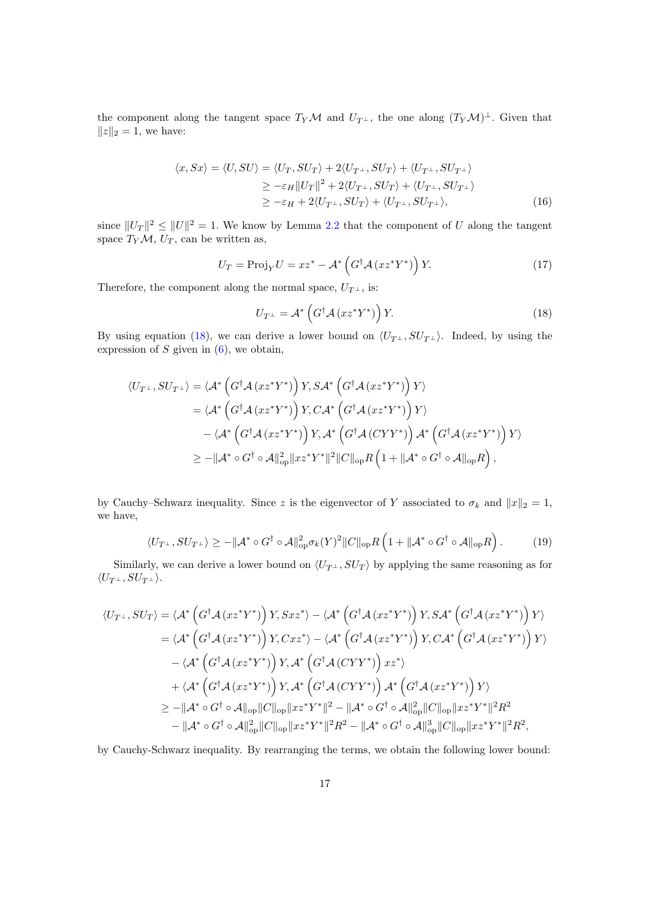the component along the tangent space $T_Y\mathcal{M}$ and $U_{T^\perp}$, the one along $(T_Y\mathcal{M})^\perp$. Given that $\|z\|_2 = 1$, we have:

$$
\begin{aligned}
\langle x, Sx\rangle = \langle U, SU\rangle &= \langle U_T, SU_T\rangle + 2\langle U_{T^\perp}, SU_T\rangle + \langle U_{T^\perp}, SU_{T^\perp}\rangle \\
&\geq -\varepsilon_H \|U_T\|^2 + 2\langle U_{T^\perp}, SU_T\rangle + \langle U_{T^\perp}, SU_{T^\perp}\rangle \\
&\geq -\varepsilon_H + 2\langle U_{T^\perp}, SU_T\rangle + \langle U_{T^\perp}, SU_{T^\perp}\rangle,
\end{aligned} \tag{16}
$$

since $\|U_T\|^2 \leq \|U\|^2 = 1$. We know by Lemma 2.2 that the component of $U$ along the tangent space $T_Y\mathcal{M}$, $U_T$, can be written as,

$$
U_T = \mathrm{Proj}_Y U = xz^* - \mathcal{A}^*\left(G^\dagger \mathcal{A}\left(xz^*Y^*\right)\right)Y. \tag{17}
$$

Therefore, the component along the normal space, $U_{T^\perp}$, is:

$$
U_{T^\perp} = \mathcal{A}^*\left(G^\dagger \mathcal{A}\left(xz^*Y^*\right)\right)Y. \tag{18}
$$

By using equation (18), we can derive a lower bound on $\langle U_{T^\perp}, SU_{T^\perp}\rangle$. Indeed, by using the expression of $S$ given in (6), we obtain,

$$
\begin{aligned}
\langle U_{T^\perp}, SU_{T^\perp}\rangle &= \langle \mathcal{A}^*\left(G^\dagger \mathcal{A}\left(xz^*Y^*\right)\right)Y, S\mathcal{A}^*\left(G^\dagger \mathcal{A}\left(xz^*Y^*\right)\right)Y\rangle \\
&= \langle \mathcal{A}^*\left(G^\dagger \mathcal{A}\left(xz^*Y^*\right)\right)Y, C\mathcal{A}^*\left(G^\dagger \mathcal{A}\left(xz^*Y^*\right)\right)Y\rangle \\
&\quad - \langle \mathcal{A}^*\left(G^\dagger \mathcal{A}\left(xz^*Y^*\right)\right)Y, \mathcal{A}^*\left(G^\dagger \mathcal{A}\left(CYY^*\right)\right)\mathcal{A}^*\left(G^\dagger \mathcal{A}\left(xz^*Y^*\right)\right)Y\rangle \\
&\geq -\|\mathcal{A}^* \circ G^\dagger \circ \mathcal{A}\|_{\mathrm{op}}^2 \|xz^*Y^*\|^2 \|C\|_{\mathrm{op}} R\left(1 + \|\mathcal{A}^* \circ G^\dagger \circ \mathcal{A}\|_{\mathrm{op}} R\right),
\end{aligned}
$$

by Cauchy–Schwarz inequality. Since $z$ is the eigenvector of $Y$ associated to $\sigma_k$ and $\|x\|_2 = 1$, we have,

$$
\langle U_{T^\perp}, SU_{T^\perp}\rangle \geq -\|\mathcal{A}^* \circ G^\dagger \circ \mathcal{A}\|_{\mathrm{op}}^2 \sigma_k(Y)^2 \|C\|_{\mathrm{op}} R\left(1 + \|\mathcal{A}^* \circ G^\dagger \circ \mathcal{A}\|_{\mathrm{op}} R\right). \tag{19}
$$

Similarly, we can derive a lower bound on $\langle U_{T^\perp}, SU_T\rangle$ by applying the same reasoning as for $\langle U_{T^\perp}, SU_{T^\perp}\rangle$.

$$
\begin{aligned}
\langle U_{T^\perp}, SU_T\rangle &= \langle \mathcal{A}^*\left(G^\dagger \mathcal{A}\left(xz^*Y^*\right)\right)Y, Sxz^*\rangle - \langle \mathcal{A}^*\left(G^\dagger \mathcal{A}\left(xz^*Y^*\right)\right)Y, S\mathcal{A}^*\left(G^\dagger \mathcal{A}\left(xz^*Y^*\right)\right)Y\rangle \\
&= \langle \mathcal{A}^*\left(G^\dagger \mathcal{A}\left(xz^*Y^*\right)\right)Y, Cxz^*\rangle - \langle \mathcal{A}^*\left(G^\dagger \mathcal{A}\left(xz^*Y^*\right)\right)Y, C\mathcal{A}^*\left(G^\dagger \mathcal{A}\left(xz^*Y^*\right)\right)Y\rangle \\
&\quad - \langle \mathcal{A}^*\left(G^\dagger \mathcal{A}\left(xz^*Y^*\right)\right)Y, \mathcal{A}^*\left(G^\dagger \mathcal{A}\left(CYY^*\right)\right)xz^*\rangle \\
&\quad + \langle \mathcal{A}^*\left(G^\dagger \mathcal{A}\left(xz^*Y^*\right)\right)Y, \mathcal{A}^*\left(G^\dagger \mathcal{A}\left(CYY^*\right)\right)\mathcal{A}^*\left(G^\dagger \mathcal{A}\left(xz^*Y^*\right)\right)Y\rangle \\
&\geq -\|\mathcal{A}^* \circ G^\dagger \circ \mathcal{A}\|_{\mathrm{op}} \|C\|_{\mathrm{op}} \|xz^*Y^*\|^2 - \|\mathcal{A}^* \circ G^\dagger \circ \mathcal{A}\|_{\mathrm{op}}^2 \|C\|_{\mathrm{op}} \|xz^*Y^*\|^2 R^2 \\
&\quad - \|\mathcal{A}^* \circ G^\dagger \circ \mathcal{A}\|_{\mathrm{op}}^2 \|C\|_{\mathrm{op}} \|xz^*Y^*\|^2 R^2 - \|\mathcal{A}^* \circ G^\dagger \circ \mathcal{A}\|_{\mathrm{op}}^3 \|C\|_{\mathrm{op}} \|xz^*Y^*\|^2 R^2,
\end{aligned}
$$

by Cauchy-Schwarz inequality. By rearranging the terms, we obtain the following lower bound: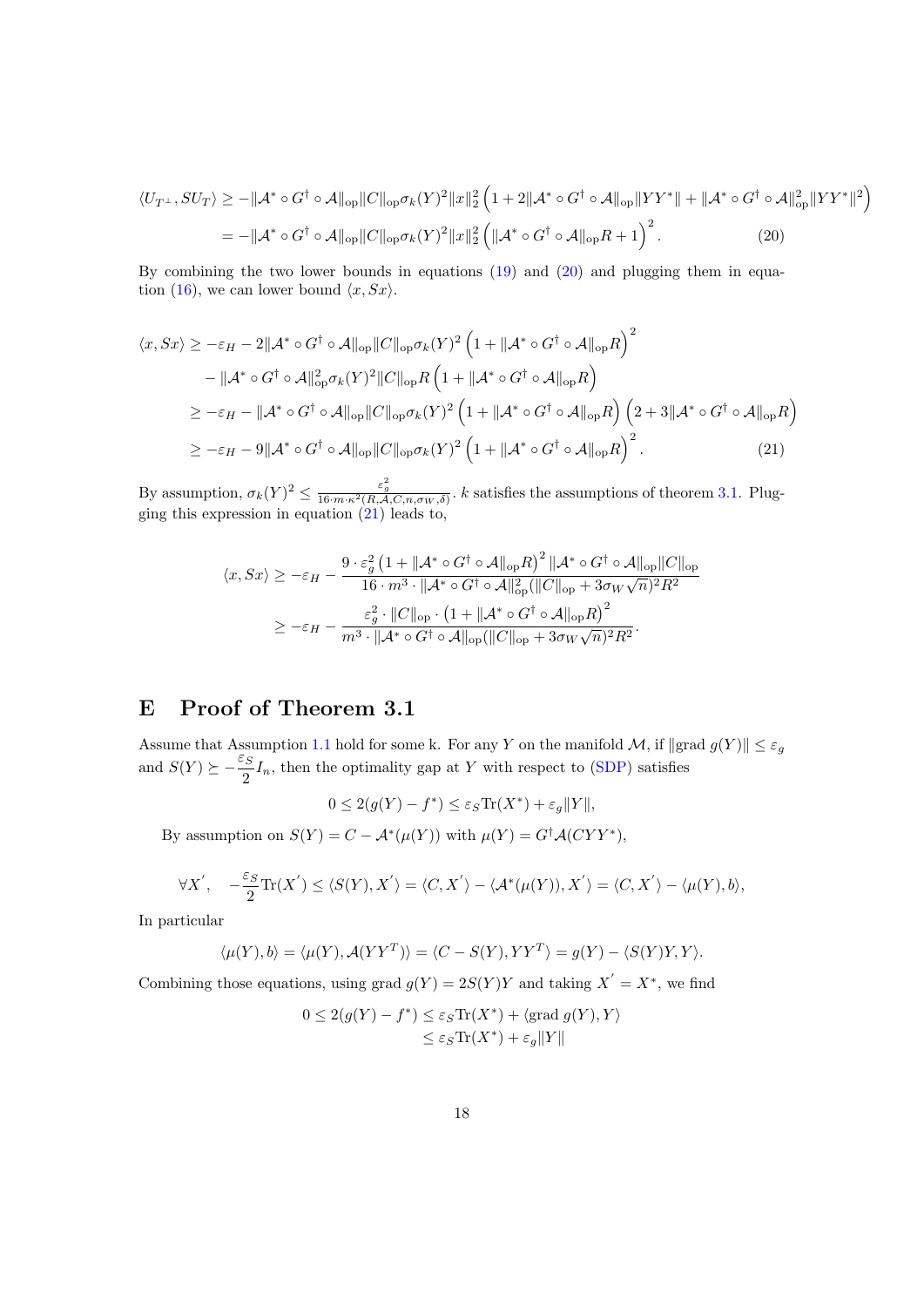$$\langle U_{T^\perp}, SU_T\rangle \geq -\|\mathcal{A}^* \circ G^\dagger \circ \mathcal{A}\|_{\mathrm{op}}\|C\|_{\mathrm{op}}\sigma_k(Y)^2\|x\|_2^2\left(1 + 2\|\mathcal{A}^* \circ G^\dagger \circ \mathcal{A}\|_{\mathrm{op}}\|YY^*\| + \|\mathcal{A}^* \circ G^\dagger \circ \mathcal{A}\|_{\mathrm{op}}^2\|YY^*\|^2\right)$$

$$= -\|\mathcal{A}^* \circ G^\dagger \circ \mathcal{A}\|_{\mathrm{op}}\|C\|_{\mathrm{op}}\sigma_k(Y)^2\|x\|_2^2\left(\|\mathcal{A}^* \circ G^\dagger \circ \mathcal{A}\|_{\mathrm{op}}R + 1\right)^2. \tag{20}$$

By combining the two lower bounds in equations (19) and (20) and plugging them in equation (16), we can lower bound $\langle x, Sx\rangle$.

$$\begin{aligned}
\langle x, Sx\rangle &\geq -\varepsilon_H - 2\|\mathcal{A}^* \circ G^\dagger \circ \mathcal{A}\|_{\mathrm{op}}\|C\|_{\mathrm{op}}\sigma_k(Y)^2\left(1 + \|\mathcal{A}^* \circ G^\dagger \circ \mathcal{A}\|_{\mathrm{op}}R\right)^2 \\
&\quad - \|\mathcal{A}^* \circ G^\dagger \circ \mathcal{A}\|_{\mathrm{op}}^2\sigma_k(Y)^2\|C\|_{\mathrm{op}}R\left(1 + \|\mathcal{A}^* \circ G^\dagger \circ \mathcal{A}\|_{\mathrm{op}}R\right) \\
&\geq -\varepsilon_H - \|\mathcal{A}^* \circ G^\dagger \circ \mathcal{A}\|_{\mathrm{op}}\|C\|_{\mathrm{op}}\sigma_k(Y)^2\left(1 + \|\mathcal{A}^* \circ G^\dagger \circ \mathcal{A}\|_{\mathrm{op}}R\right)\left(2 + 3\|\mathcal{A}^* \circ G^\dagger \circ \mathcal{A}\|_{\mathrm{op}}R\right) \\
&\geq -\varepsilon_H - 9\|\mathcal{A}^* \circ G^\dagger \circ \mathcal{A}\|_{\mathrm{op}}\|C\|_{\mathrm{op}}\sigma_k(Y)^2\left(1 + \|\mathcal{A}^* \circ G^\dagger \circ \mathcal{A}\|_{\mathrm{op}}R\right)^2.
\end{aligned} \tag{21}$$

By assumption, $\sigma_k(Y)^2 \leq \frac{\varepsilon_g^2}{16\cdot m\cdot\kappa^2(R,\mathcal{A},C,n,\sigma_W,\delta)}$. $k$ satisfies the assumptions of theorem 3.1. Plugging this expression in equation (21) leads to,

$$\begin{aligned}
\langle x, Sx\rangle &\geq -\varepsilon_H - \frac{9\cdot\varepsilon_g^2\left(1 + \|\mathcal{A}^* \circ G^\dagger \circ \mathcal{A}\|_{\mathrm{op}}R\right)^2\|\mathcal{A}^* \circ G^\dagger \circ \mathcal{A}\|_{\mathrm{op}}\|C\|_{\mathrm{op}}}{16\cdot m^3\cdot\|\mathcal{A}^* \circ G^\dagger \circ \mathcal{A}\|_{\mathrm{op}}^2(\|C\|_{\mathrm{op}} + 3\sigma_W\sqrt{n})^2R^2} \\
&\geq -\varepsilon_H - \frac{\varepsilon_g^2\cdot\|C\|_{\mathrm{op}}\cdot\left(1 + \|\mathcal{A}^* \circ G^\dagger \circ \mathcal{A}\|_{\mathrm{op}}R\right)^2}{m^3\cdot\|\mathcal{A}^* \circ G^\dagger \circ \mathcal{A}\|_{\mathrm{op}}(\|C\|_{\mathrm{op}} + 3\sigma_W\sqrt{n})^2R^2}.
\end{aligned}$$

# E Proof of Theorem 3.1

Assume that Assumption 1.1 hold for some k. For any $Y$ on the manifold $\mathcal{M}$, if $\|\mathrm{grad}\ g(Y)\| \leq \varepsilon_g$ and $S(Y) \succeq -\frac{\varepsilon_S}{2}I_n$, then the optimality gap at $Y$ with respect to (SDP) satisfies

$$0 \leq 2(g(Y) - f^*) \leq \varepsilon_S\mathrm{Tr}(X^*) + \varepsilon_g\|Y\|,$$

By assumption on $S(Y) = C - \mathcal{A}^*(\mu(Y))$ with $\mu(Y) = G^\dagger\mathcal{A}(CYY^*)$,

$$\forall X', \quad -\frac{\varepsilon_S}{2}\mathrm{Tr}(X') \leq \langle S(Y), X'\rangle = \langle C, X'\rangle - \langle \mathcal{A}^*(\mu(Y)), X'\rangle = \langle C, X'\rangle - \langle \mu(Y), b\rangle,$$

In particular

$$\langle \mu(Y), b\rangle = \langle \mu(Y), \mathcal{A}(YY^T)\rangle = \langle C - S(Y), YY^T\rangle = g(Y) - \langle S(Y)Y, Y\rangle.$$

Combining those equations, using $\mathrm{grad}\ g(Y) = 2S(Y)Y$ and taking $X' = X^*$, we find

$$\begin{aligned}
0 \leq 2(g(Y) - f^*) &\leq \varepsilon_S\mathrm{Tr}(X^*) + \langle \mathrm{grad}\ g(Y), Y\rangle \\
&\leq \varepsilon_S\mathrm{Tr}(X^*) + \varepsilon_g\|Y\|
\end{aligned}$$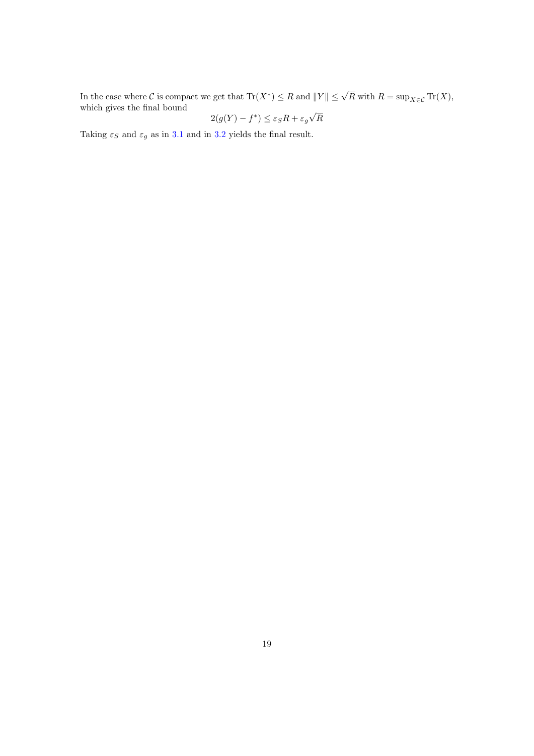In the case where $\mathcal{C}$ is compact we get that $\mathrm{Tr}(X^*) \leq R$ and $\|Y\| \leq \sqrt{R}$ with $R = \sup_{X \in \mathcal{C}} \mathrm{Tr}(X)$, which gives the final bound

$$2(g(Y) - f^*) \leq \varepsilon_S R + \varepsilon_g \sqrt{R}$$

Taking $\varepsilon_S$ and $\varepsilon_g$ as in 3.1 and in 3.2 yields the final result.